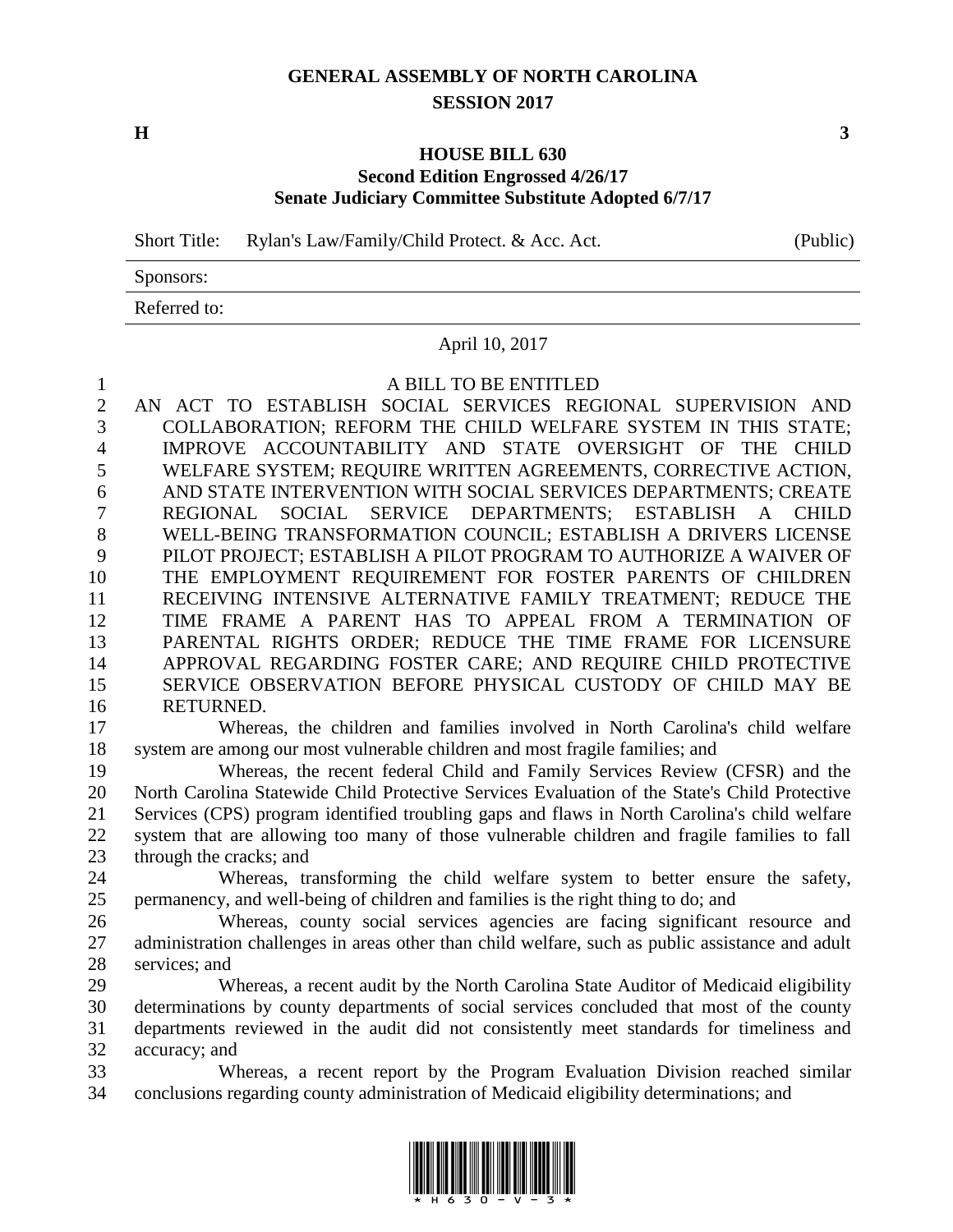# GENERAL ASSEMBLY OF NORTH CAROLINA
## SESSION 2017

**H** **3**

## HOUSE BILL 630
### Second Edition Engrossed 4/26/17
### Senate Judiciary Committee Substitute Adopted 6/7/17

Short Title: Rylan's Law/Family/Child Protect. & Acc. Act. (Public)

Sponsors:

Referred to:

April 10, 2017

A BILL TO BE ENTITLED

AN ACT TO ESTABLISH SOCIAL SERVICES REGIONAL SUPERVISION AND COLLABORATION; REFORM THE CHILD WELFARE SYSTEM IN THIS STATE; IMPROVE ACCOUNTABILITY AND STATE OVERSIGHT OF THE CHILD WELFARE SYSTEM; REQUIRE WRITTEN AGREEMENTS, CORRECTIVE ACTION, AND STATE INTERVENTION WITH SOCIAL SERVICES DEPARTMENTS; CREATE REGIONAL SOCIAL SERVICE DEPARTMENTS; ESTABLISH A CHILD WELL-BEING TRANSFORMATION COUNCIL; ESTABLISH A DRIVERS LICENSE PILOT PROJECT; ESTABLISH A PILOT PROGRAM TO AUTHORIZE A WAIVER OF THE EMPLOYMENT REQUIREMENT FOR FOSTER PARENTS OF CHILDREN RECEIVING INTENSIVE ALTERNATIVE FAMILY TREATMENT; REDUCE THE TIME FRAME A PARENT HAS TO APPEAL FROM A TERMINATION OF PARENTAL RIGHTS ORDER; REDUCE THE TIME FRAME FOR LICENSURE APPROVAL REGARDING FOSTER CARE; AND REQUIRE CHILD PROTECTIVE SERVICE OBSERVATION BEFORE PHYSICAL CUSTODY OF CHILD MAY BE RETURNED.

Whereas, the children and families involved in North Carolina's child welfare system are among our most vulnerable children and most fragile families; and

Whereas, the recent federal Child and Family Services Review (CFSR) and the North Carolina Statewide Child Protective Services Evaluation of the State's Child Protective Services (CPS) program identified troubling gaps and flaws in North Carolina's child welfare system that are allowing too many of those vulnerable children and fragile families to fall through the cracks; and

Whereas, transforming the child welfare system to better ensure the safety, permanency, and well-being of children and families is the right thing to do; and

Whereas, county social services agencies are facing significant resource and administration challenges in areas other than child welfare, such as public assistance and adult services; and

Whereas, a recent audit by the North Carolina State Auditor of Medicaid eligibility determinations by county departments of social services concluded that most of the county departments reviewed in the audit did not consistently meet standards for timeliness and accuracy; and

Whereas, a recent report by the Program Evaluation Division reached similar conclusions regarding county administration of Medicaid eligibility determinations; and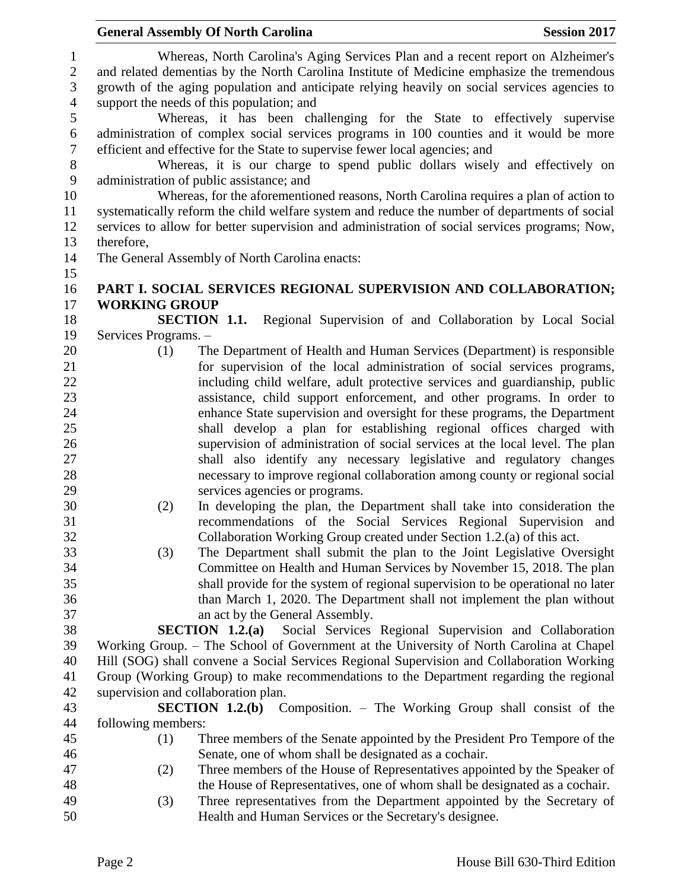Whereas, North Carolina's Aging Services Plan and a recent report on Alzheimer's and related dementias by the North Carolina Institute of Medicine emphasize the tremendous growth of the aging population and anticipate relying heavily on social services agencies to support the needs of this population; and

Whereas, it has been challenging for the State to effectively supervise administration of complex social services programs in 100 counties and it would be more efficient and effective for the State to supervise fewer local agencies; and

Whereas, it is our charge to spend public dollars wisely and effectively on administration of public assistance; and

Whereas, for the aforementioned reasons, North Carolina requires a plan of action to systematically reform the child welfare system and reduce the number of departments of social services to allow for better supervision and administration of social services programs; Now, therefore,

The General Assembly of North Carolina enacts:

## PART I. SOCIAL SERVICES REGIONAL SUPERVISION AND COLLABORATION; WORKING GROUP

**SECTION 1.1.** Regional Supervision of and Collaboration by Local Social Services Programs. –

(1) The Department of Health and Human Services (Department) is responsible for supervision of the local administration of social services programs, including child welfare, adult protective services and guardianship, public assistance, child support enforcement, and other programs. In order to enhance State supervision and oversight for these programs, the Department shall develop a plan for establishing regional offices charged with supervision of administration of social services at the local level. The plan shall also identify any necessary legislative and regulatory changes necessary to improve regional collaboration among county or regional social services agencies or programs.

(2) In developing the plan, the Department shall take into consideration the recommendations of the Social Services Regional Supervision and Collaboration Working Group created under Section 1.2.(a) of this act.

(3) The Department shall submit the plan to the Joint Legislative Oversight Committee on Health and Human Services by November 15, 2018. The plan shall provide for the system of regional supervision to be operational no later than March 1, 2020. The Department shall not implement the plan without an act by the General Assembly.

**SECTION 1.2.(a)** Social Services Regional Supervision and Collaboration Working Group. – The School of Government at the University of North Carolina at Chapel Hill (SOG) shall convene a Social Services Regional Supervision and Collaboration Working Group (Working Group) to make recommendations to the Department regarding the regional supervision and collaboration plan.

**SECTION 1.2.(b)** Composition. – The Working Group shall consist of the following members:

(1) Three members of the Senate appointed by the President Pro Tempore of the Senate, one of whom shall be designated as a cochair.

(2) Three members of the House of Representatives appointed by the Speaker of the House of Representatives, one of whom shall be designated as a cochair.

(3) Three representatives from the Department appointed by the Secretary of Health and Human Services or the Secretary's designee.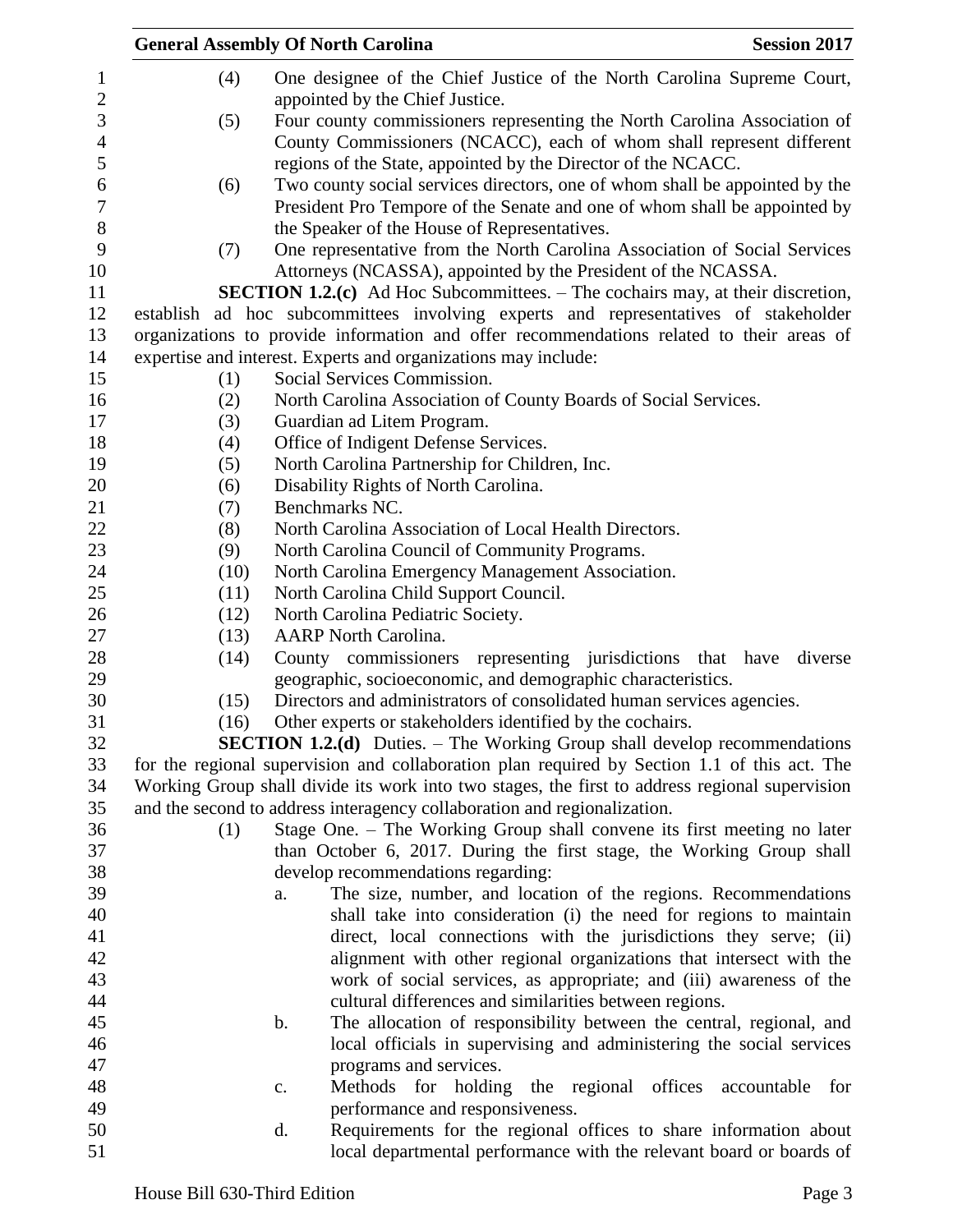(4) One designee of the Chief Justice of the North Carolina Supreme Court, appointed by the Chief Justice.

(5) Four county commissioners representing the North Carolina Association of County Commissioners (NCACC), each of whom shall represent different regions of the State, appointed by the Director of the NCACC.

(6) Two county social services directors, one of whom shall be appointed by the President Pro Tempore of the Senate and one of whom shall be appointed by the Speaker of the House of Representatives.

(7) One representative from the North Carolina Association of Social Services Attorneys (NCASSA), appointed by the President of the NCASSA.

**SECTION 1.2.(c)** Ad Hoc Subcommittees. – The cochairs may, at their discretion, establish ad hoc subcommittees involving experts and representatives of stakeholder organizations to provide information and offer recommendations related to their areas of expertise and interest. Experts and organizations may include:

(1) Social Services Commission.
(2) North Carolina Association of County Boards of Social Services.
(3) Guardian ad Litem Program.
(4) Office of Indigent Defense Services.
(5) North Carolina Partnership for Children, Inc.
(6) Disability Rights of North Carolina.
(7) Benchmarks NC.
(8) North Carolina Association of Local Health Directors.
(9) North Carolina Council of Community Programs.
(10) North Carolina Emergency Management Association.
(11) North Carolina Child Support Council.
(12) North Carolina Pediatric Society.
(13) AARP North Carolina.
(14) County commissioners representing jurisdictions that have diverse geographic, socioeconomic, and demographic characteristics.
(15) Directors and administrators of consolidated human services agencies.
(16) Other experts or stakeholders identified by the cochairs.

**SECTION 1.2.(d)** Duties. – The Working Group shall develop recommendations for the regional supervision and collaboration plan required by Section 1.1 of this act. The Working Group shall divide its work into two stages, the first to address regional supervision and the second to address interagency collaboration and regionalization.

(1) Stage One. – The Working Group shall convene its first meeting no later than October 6, 2017. During the first stage, the Working Group shall develop recommendations regarding:

a. The size, number, and location of the regions. Recommendations shall take into consideration (i) the need for regions to maintain direct, local connections with the jurisdictions they serve; (ii) alignment with other regional organizations that intersect with the work of social services, as appropriate; and (iii) awareness of the cultural differences and similarities between regions.

b. The allocation of responsibility between the central, regional, and local officials in supervising and administering the social services programs and services.

c. Methods for holding the regional offices accountable for performance and responsiveness.

d. Requirements for the regional offices to share information about local departmental performance with the relevant board or boards of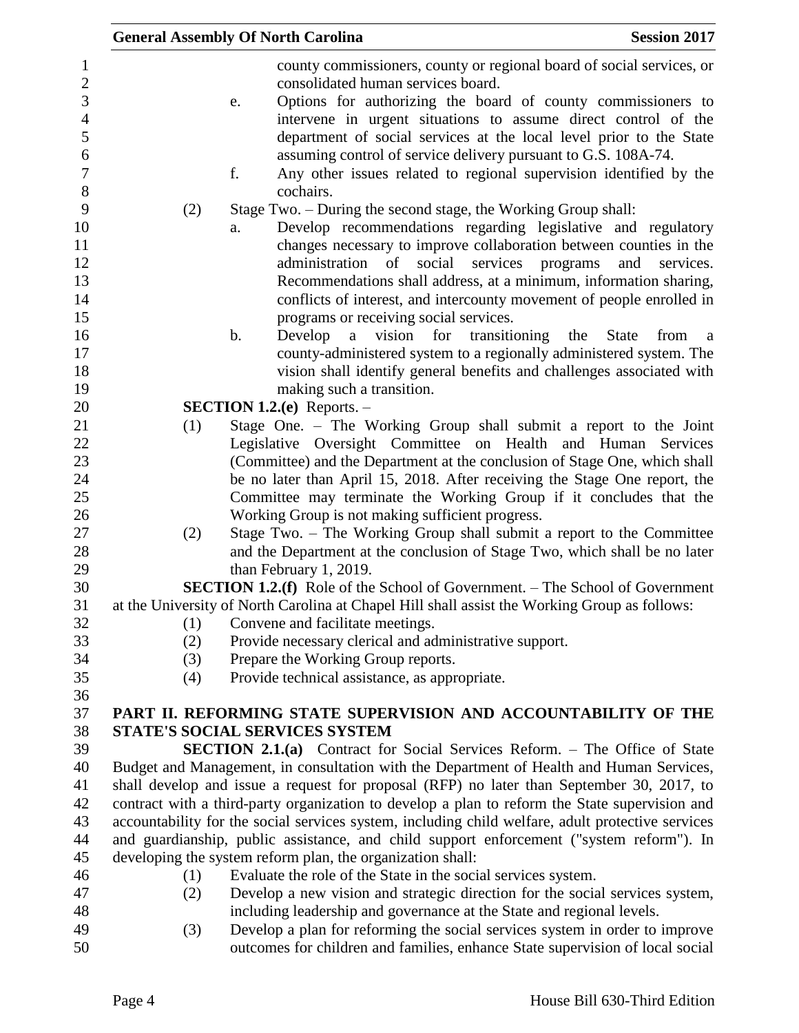county commissioners, county or regional board of social services, or consolidated human services board.

e. Options for authorizing the board of county commissioners to intervene in urgent situations to assume direct control of the department of social services at the local level prior to the State assuming control of service delivery pursuant to G.S. 108A-74.

f. Any other issues related to regional supervision identified by the cochairs.

(2) Stage Two. – During the second stage, the Working Group shall:

a. Develop recommendations regarding legislative and regulatory changes necessary to improve collaboration between counties in the administration of social services programs and services. Recommendations shall address, at a minimum, information sharing, conflicts of interest, and intercounty movement of people enrolled in programs or receiving social services.

b. Develop a vision for transitioning the State from a county-administered system to a regionally administered system. The vision shall identify general benefits and challenges associated with making such a transition.

**SECTION 1.2.(e)** Reports. –

(1) Stage One. – The Working Group shall submit a report to the Joint Legislative Oversight Committee on Health and Human Services (Committee) and the Department at the conclusion of Stage One, which shall be no later than April 15, 2018. After receiving the Stage One report, the Committee may terminate the Working Group if it concludes that the Working Group is not making sufficient progress.

(2) Stage Two. – The Working Group shall submit a report to the Committee and the Department at the conclusion of Stage Two, which shall be no later than February 1, 2019.

**SECTION 1.2.(f)** Role of the School of Government. – The School of Government at the University of North Carolina at Chapel Hill shall assist the Working Group as follows:

(1) Convene and facilitate meetings.

(2) Provide necessary clerical and administrative support.

(3) Prepare the Working Group reports.

(4) Provide technical assistance, as appropriate.

## PART II. REFORMING STATE SUPERVISION AND ACCOUNTABILITY OF THE STATE'S SOCIAL SERVICES SYSTEM

**SECTION 2.1.(a)** Contract for Social Services Reform. – The Office of State Budget and Management, in consultation with the Department of Health and Human Services, shall develop and issue a request for proposal (RFP) no later than September 30, 2017, to contract with a third-party organization to develop a plan to reform the State supervision and accountability for the social services system, including child welfare, adult protective services and guardianship, public assistance, and child support enforcement ("system reform"). In developing the system reform plan, the organization shall:

(1) Evaluate the role of the State in the social services system.

(2) Develop a new vision and strategic direction for the social services system, including leadership and governance at the State and regional levels.

(3) Develop a plan for reforming the social services system in order to improve outcomes for children and families, enhance State supervision of local social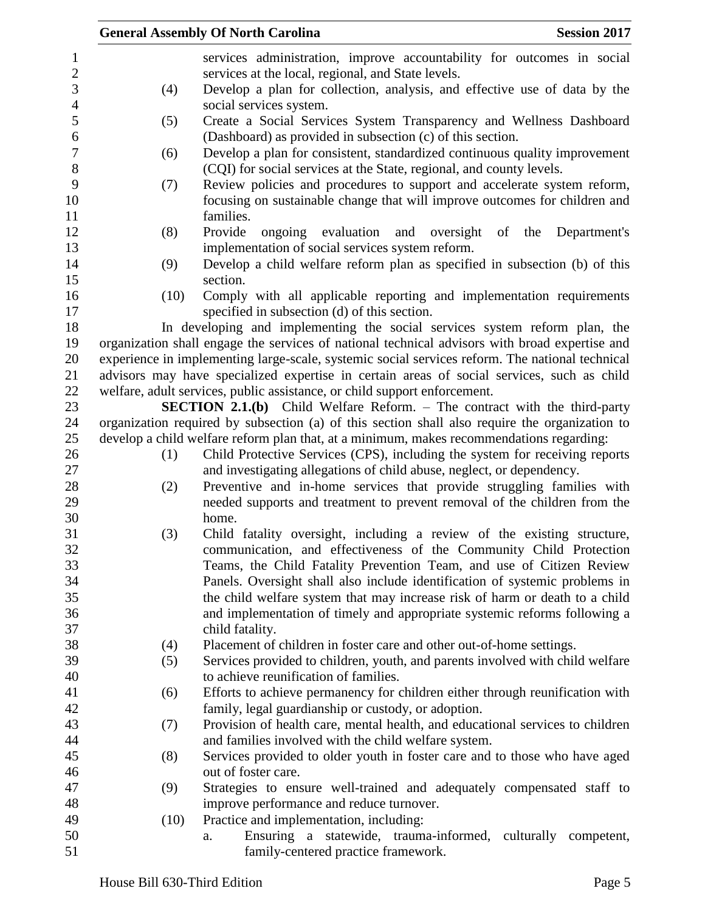services administration, improve accountability for outcomes in social services at the local, regional, and State levels.

(4) Develop a plan for collection, analysis, and effective use of data by the social services system.

(5) Create a Social Services System Transparency and Wellness Dashboard (Dashboard) as provided in subsection (c) of this section.

(6) Develop a plan for consistent, standardized continuous quality improvement (CQI) for social services at the State, regional, and county levels.

(7) Review policies and procedures to support and accelerate system reform, focusing on sustainable change that will improve outcomes for children and families.

(8) Provide ongoing evaluation and oversight of the Department's implementation of social services system reform.

(9) Develop a child welfare reform plan as specified in subsection (b) of this section.

(10) Comply with all applicable reporting and implementation requirements specified in subsection (d) of this section.

In developing and implementing the social services system reform plan, the organization shall engage the services of national technical advisors with broad expertise and experience in implementing large-scale, systemic social services reform. The national technical advisors may have specialized expertise in certain areas of social services, such as child welfare, adult services, public assistance, or child support enforcement.

**SECTION 2.1.(b)** Child Welfare Reform. – The contract with the third-party organization required by subsection (a) of this section shall also require the organization to develop a child welfare reform plan that, at a minimum, makes recommendations regarding:

(1) Child Protective Services (CPS), including the system for receiving reports and investigating allegations of child abuse, neglect, or dependency.

(2) Preventive and in-home services that provide struggling families with needed supports and treatment to prevent removal of the children from the home.

(3) Child fatality oversight, including a review of the existing structure, communication, and effectiveness of the Community Child Protection Teams, the Child Fatality Prevention Team, and use of Citizen Review Panels. Oversight shall also include identification of systemic problems in the child welfare system that may increase risk of harm or death to a child and implementation of timely and appropriate systemic reforms following a child fatality.

(4) Placement of children in foster care and other out-of-home settings.

(5) Services provided to children, youth, and parents involved with child welfare to achieve reunification of families.

(6) Efforts to achieve permanency for children either through reunification with family, legal guardianship or custody, or adoption.

(7) Provision of health care, mental health, and educational services to children and families involved with the child welfare system.

(8) Services provided to older youth in foster care and to those who have aged out of foster care.

(9) Strategies to ensure well-trained and adequately compensated staff to improve performance and reduce turnover.

(10) Practice and implementation, including:

a. Ensuring a statewide, trauma-informed, culturally competent, family-centered practice framework.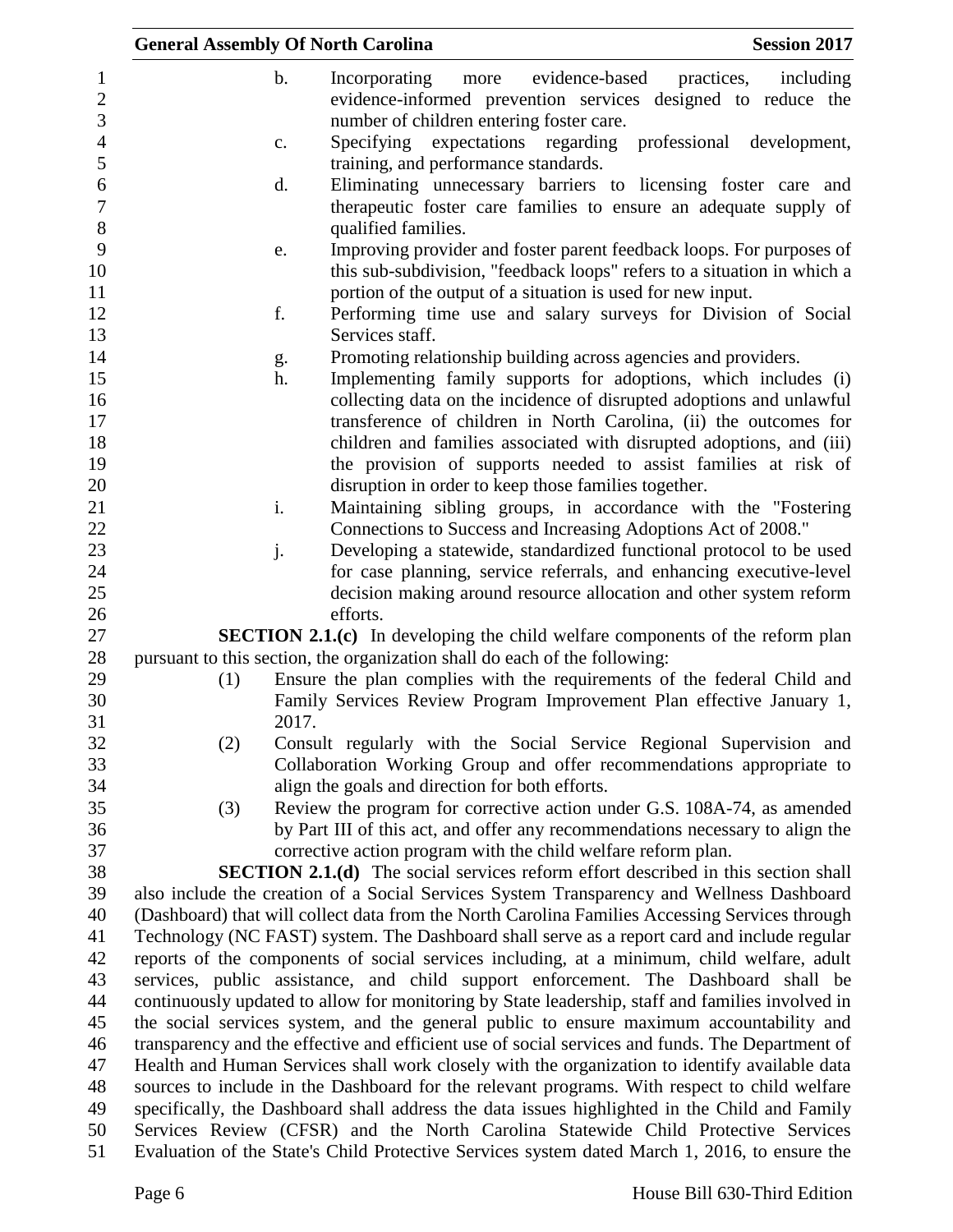b. Incorporating more evidence-based practices, including evidence-informed prevention services designed to reduce the number of children entering foster care.

c. Specifying expectations regarding professional development, training, and performance standards.

d. Eliminating unnecessary barriers to licensing foster care and therapeutic foster care families to ensure an adequate supply of qualified families.

e. Improving provider and foster parent feedback loops. For purposes of this sub-subdivision, "feedback loops" refers to a situation in which a portion of the output of a situation is used for new input.

f. Performing time use and salary surveys for Division of Social Services staff.

g. Promoting relationship building across agencies and providers.

h. Implementing family supports for adoptions, which includes (i) collecting data on the incidence of disrupted adoptions and unlawful transference of children in North Carolina, (ii) the outcomes for children and families associated with disrupted adoptions, and (iii) the provision of supports needed to assist families at risk of disruption in order to keep those families together.

i. Maintaining sibling groups, in accordance with the "Fostering Connections to Success and Increasing Adoptions Act of 2008."

j. Developing a statewide, standardized functional protocol to be used for case planning, service referrals, and enhancing executive-level decision making around resource allocation and other system reform efforts.

**SECTION 2.1.(c)** In developing the child welfare components of the reform plan pursuant to this section, the organization shall do each of the following:

(1) Ensure the plan complies with the requirements of the federal Child and Family Services Review Program Improvement Plan effective January 1, 2017.

(2) Consult regularly with the Social Service Regional Supervision and Collaboration Working Group and offer recommendations appropriate to align the goals and direction for both efforts.

(3) Review the program for corrective action under G.S. 108A-74, as amended by Part III of this act, and offer any recommendations necessary to align the corrective action program with the child welfare reform plan.

**SECTION 2.1.(d)** The social services reform effort described in this section shall also include the creation of a Social Services System Transparency and Wellness Dashboard (Dashboard) that will collect data from the North Carolina Families Accessing Services through Technology (NC FAST) system. The Dashboard shall serve as a report card and include regular reports of the components of social services including, at a minimum, child welfare, adult services, public assistance, and child support enforcement. The Dashboard shall be continuously updated to allow for monitoring by State leadership, staff and families involved in the social services system, and the general public to ensure maximum accountability and transparency and the effective and efficient use of social services and funds. The Department of Health and Human Services shall work closely with the organization to identify available data sources to include in the Dashboard for the relevant programs. With respect to child welfare specifically, the Dashboard shall address the data issues highlighted in the Child and Family Services Review (CFSR) and the North Carolina Statewide Child Protective Services Evaluation of the State's Child Protective Services system dated March 1, 2016, to ensure the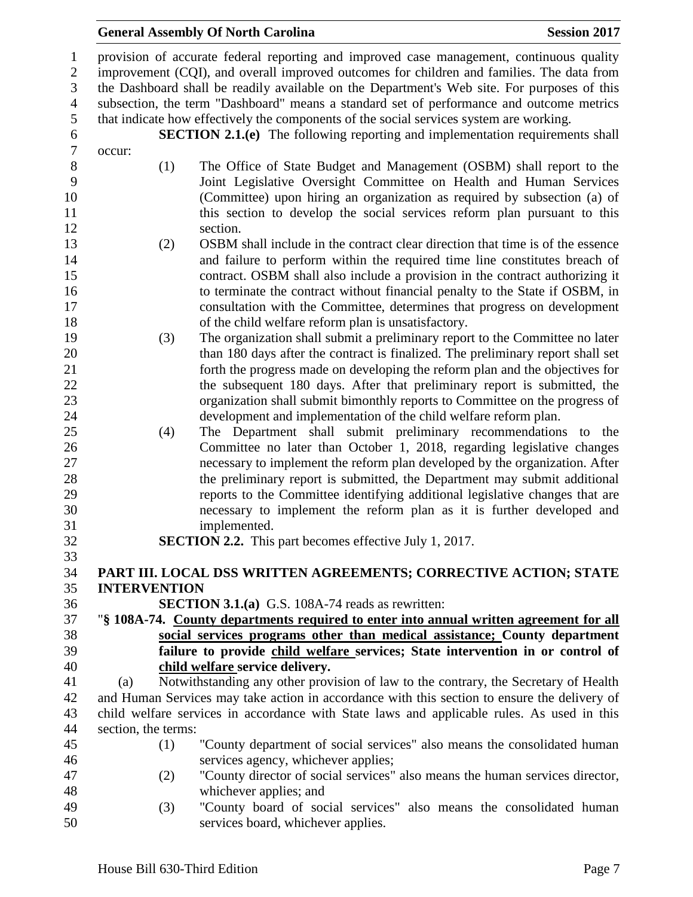provision of accurate federal reporting and improved case management, continuous quality improvement (CQI), and overall improved outcomes for children and families. The data from the Dashboard shall be readily available on the Department's Web site. For purposes of this subsection, the term "Dashboard" means a standard set of performance and outcome metrics that indicate how effectively the components of the social services system are working.

**SECTION 2.1.(e)** The following reporting and implementation requirements shall occur:

(1) The Office of State Budget and Management (OSBM) shall report to the Joint Legislative Oversight Committee on Health and Human Services (Committee) upon hiring an organization as required by subsection (a) of this section to develop the social services reform plan pursuant to this section.

(2) OSBM shall include in the contract clear direction that time is of the essence and failure to perform within the required time line constitutes breach of contract. OSBM shall also include a provision in the contract authorizing it to terminate the contract without financial penalty to the State if OSBM, in consultation with the Committee, determines that progress on development of the child welfare reform plan is unsatisfactory.

(3) The organization shall submit a preliminary report to the Committee no later than 180 days after the contract is finalized. The preliminary report shall set forth the progress made on developing the reform plan and the objectives for the subsequent 180 days. After that preliminary report is submitted, the organization shall submit bimonthly reports to Committee on the progress of development and implementation of the child welfare reform plan.

(4) The Department shall submit preliminary recommendations to the Committee no later than October 1, 2018, regarding legislative changes necessary to implement the reform plan developed by the organization. After the preliminary report is submitted, the Department may submit additional reports to the Committee identifying additional legislative changes that are necessary to implement the reform plan as it is further developed and implemented.

**SECTION 2.2.** This part becomes effective July 1, 2017.

**PART III. LOCAL DSS WRITTEN AGREEMENTS; CORRECTIVE ACTION; STATE INTERVENTION**

**SECTION 3.1.(a)** G.S. 108A-74 reads as rewritten:

"**§ 108A-74. <u>County departments required to enter into annual written agreement for all social services programs other than medical assistance;</u> County department failure to provide <u>child welfare</u> services; State intervention in or control of <u>child welfare</u> service delivery.**

(a) Notwithstanding any other provision of law to the contrary, the Secretary of Health and Human Services may take action in accordance with this section to ensure the delivery of child welfare services in accordance with State laws and applicable rules. As used in this section, the terms:

(1) "County department of social services" also means the consolidated human services agency, whichever applies;

(2) "County director of social services" also means the human services director, whichever applies; and

(3) "County board of social services" also means the consolidated human services board, whichever applies.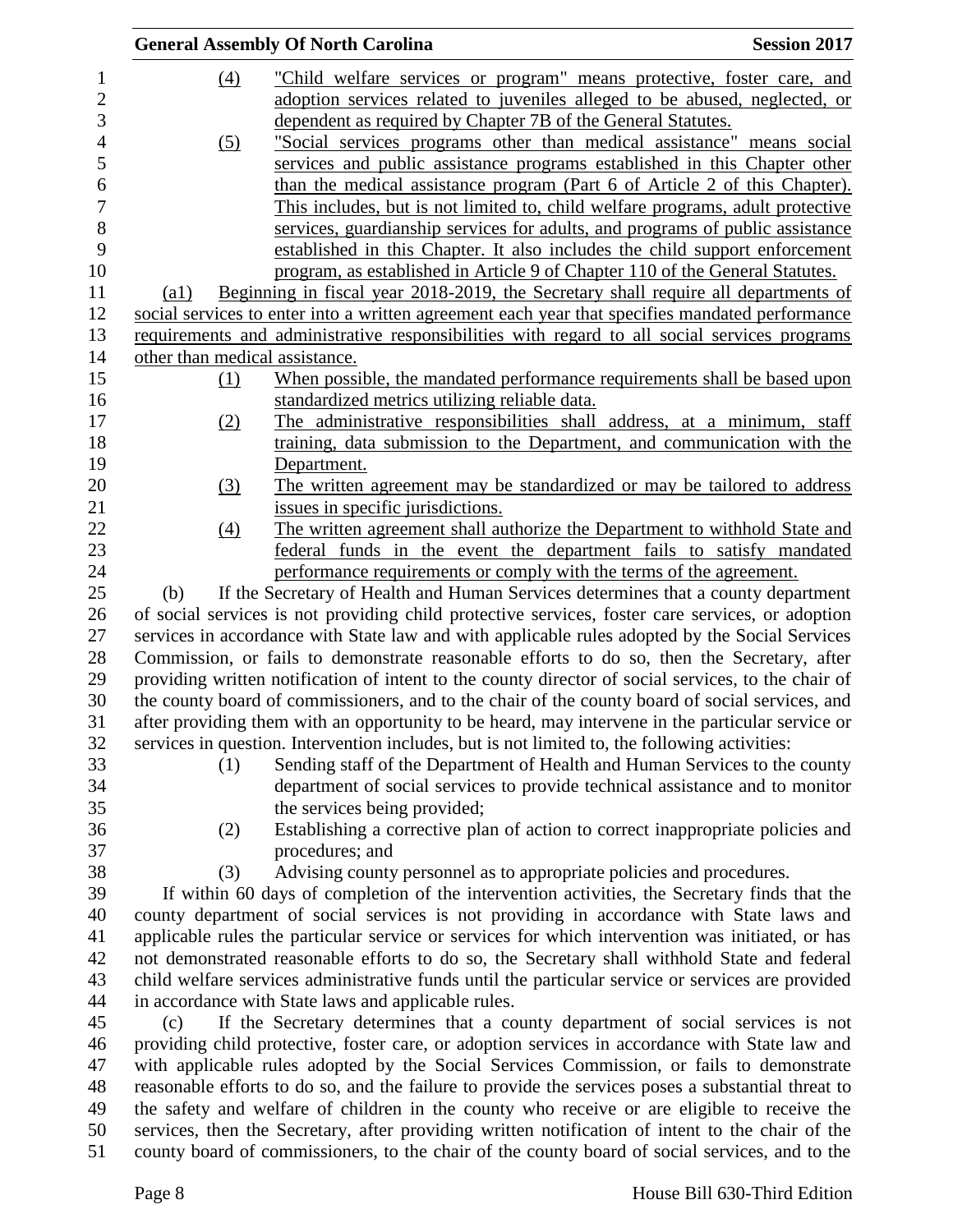(4) "Child welfare services or program" means protective, foster care, and adoption services related to juveniles alleged to be abused, neglected, or dependent as required by Chapter 7B of the General Statutes.

(5) "Social services programs other than medical assistance" means social services and public assistance programs established in this Chapter other than the medical assistance program (Part 6 of Article 2 of this Chapter). This includes, but is not limited to, child welfare programs, adult protective services, guardianship services for adults, and programs of public assistance established in this Chapter. It also includes the child support enforcement program, as established in Article 9 of Chapter 110 of the General Statutes.

(a1) Beginning in fiscal year 2018-2019, the Secretary shall require all departments of social services to enter into a written agreement each year that specifies mandated performance requirements and administrative responsibilities with regard to all social services programs other than medical assistance.

(1) When possible, the mandated performance requirements shall be based upon standardized metrics utilizing reliable data.

(2) The administrative responsibilities shall address, at a minimum, staff training, data submission to the Department, and communication with the Department.

(3) The written agreement may be standardized or may be tailored to address issues in specific jurisdictions.

(4) The written agreement shall authorize the Department to withhold State and federal funds in the event the department fails to satisfy mandated performance requirements or comply with the terms of the agreement.

(b) If the Secretary of Health and Human Services determines that a county department of social services is not providing child protective services, foster care services, or adoption services in accordance with State law and with applicable rules adopted by the Social Services Commission, or fails to demonstrate reasonable efforts to do so, then the Secretary, after providing written notification of intent to the county director of social services, to the chair of the county board of commissioners, and to the chair of the county board of social services, and after providing them with an opportunity to be heard, may intervene in the particular service or services in question. Intervention includes, but is not limited to, the following activities:

(1) Sending staff of the Department of Health and Human Services to the county department of social services to provide technical assistance and to monitor the services being provided;

(2) Establishing a corrective plan of action to correct inappropriate policies and procedures; and

(3) Advising county personnel as to appropriate policies and procedures.

If within 60 days of completion of the intervention activities, the Secretary finds that the county department of social services is not providing in accordance with State laws and applicable rules the particular service or services for which intervention was initiated, or has not demonstrated reasonable efforts to do so, the Secretary shall withhold State and federal child welfare services administrative funds until the particular service or services are provided in accordance with State laws and applicable rules.

(c) If the Secretary determines that a county department of social services is not providing child protective, foster care, or adoption services in accordance with State law and with applicable rules adopted by the Social Services Commission, or fails to demonstrate reasonable efforts to do so, and the failure to provide the services poses a substantial threat to the safety and welfare of children in the county who receive or are eligible to receive the services, then the Secretary, after providing written notification of intent to the chair of the county board of commissioners, to the chair of the county board of social services, and to the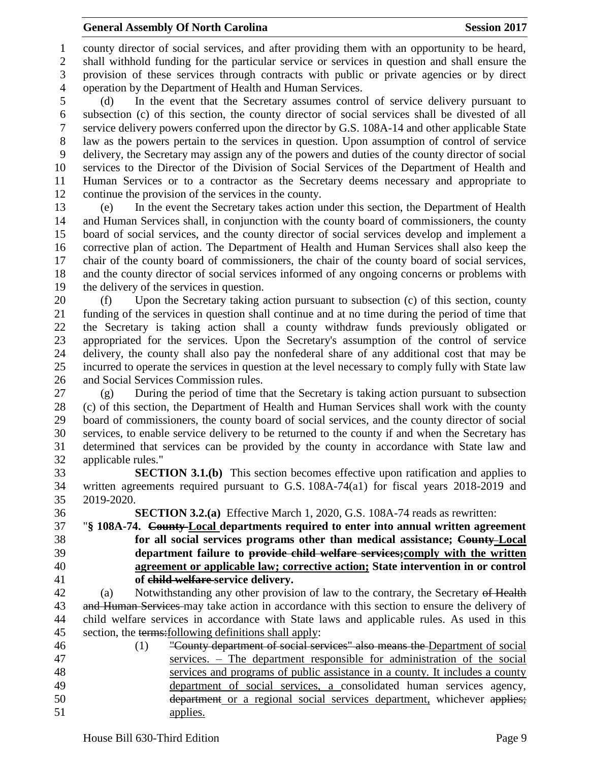county director of social services, and after providing them with an opportunity to be heard, shall withhold funding for the particular service or services in question and shall ensure the provision of these services through contracts with public or private agencies or by direct operation by the Department of Health and Human Services.

(d) In the event that the Secretary assumes control of service delivery pursuant to subsection (c) of this section, the county director of social services shall be divested of all service delivery powers conferred upon the director by G.S. 108A-14 and other applicable State law as the powers pertain to the services in question. Upon assumption of control of service delivery, the Secretary may assign any of the powers and duties of the county director of social services to the Director of the Division of Social Services of the Department of Health and Human Services or to a contractor as the Secretary deems necessary and appropriate to continue the provision of the services in the county.

(e) In the event the Secretary takes action under this section, the Department of Health and Human Services shall, in conjunction with the county board of commissioners, the county board of social services, and the county director of social services develop and implement a corrective plan of action. The Department of Health and Human Services shall also keep the chair of the county board of commissioners, the chair of the county board of social services, and the county director of social services informed of any ongoing concerns or problems with the delivery of the services in question.

(f) Upon the Secretary taking action pursuant to subsection (c) of this section, county funding of the services in question shall continue and at no time during the period of time that the Secretary is taking action shall a county withdraw funds previously obligated or appropriated for the services. Upon the Secretary's assumption of the control of service delivery, the county shall also pay the nonfederal share of any additional cost that may be incurred to operate the services in question at the level necessary to comply fully with State law and Social Services Commission rules.

(g) During the period of time that the Secretary is taking action pursuant to subsection (c) of this section, the Department of Health and Human Services shall work with the county board of commissioners, the county board of social services, and the county director of social services, to enable service delivery to be returned to the county if and when the Secretary has determined that services can be provided by the county in accordance with State law and applicable rules."

**SECTION 3.1.(b)** This section becomes effective upon ratification and applies to written agreements required pursuant to G.S. 108A-74(a1) for fiscal years 2018-2019 and 2019-2020.

**SECTION 3.2.(a)** Effective March 1, 2020, G.S. 108A-74 reads as rewritten:

"**§ 108A-74. ~~County~~ Local departments required to enter into annual written agreement for all social services programs other than medical assistance; ~~County~~ Local department failure to ~~provide child welfare services;~~comply with the written agreement or applicable law; corrective action; State intervention in or control of ~~child welfare~~ service delivery.**

(a) Notwithstanding any other provision of law to the contrary, the Secretary ~~of Health and Human Services~~ may take action in accordance with this section to ensure the delivery of child welfare services in accordance with State laws and applicable rules. As used in this section, the ~~terms:~~following definitions shall apply:

(1) ~~"County department of social services" also means the~~ Department of social services. – The department responsible for administration of the social services and programs of public assistance in a county. It includes a county department of social services, a consolidated human services agency, ~~department~~ or a regional social services department, whichever ~~applies;~~ applies.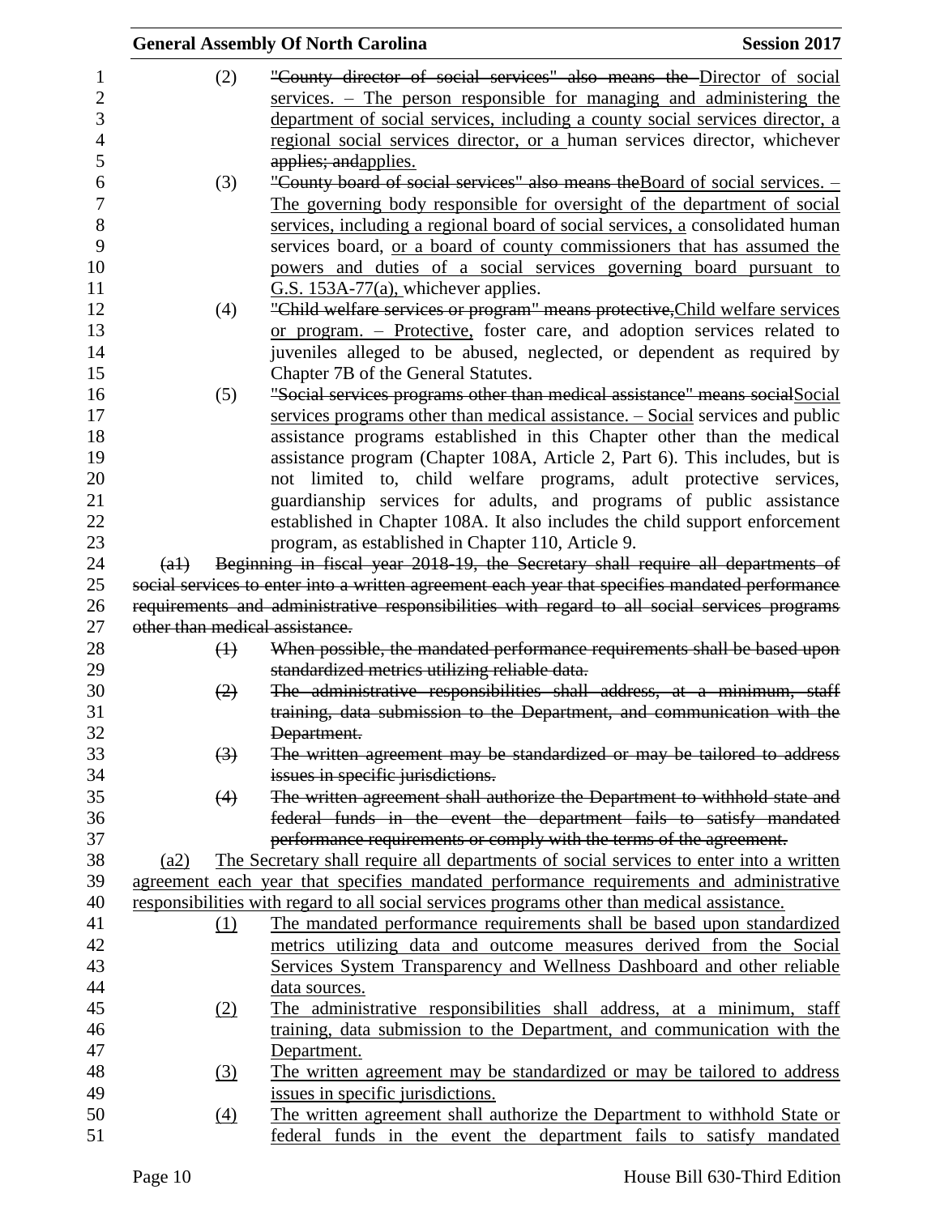(2) "County director of social services" also means the Director of social services. – The person responsible for managing and administering the department of social services, including a county social services director, a regional social services director, or a human services director, whichever applies; andapplies.

(3) "County board of social services" also means theBoard of social services. – The governing body responsible for oversight of the department of social services, including a regional board of social services, a consolidated human services board, or a board of county commissioners that has assumed the powers and duties of a social services governing board pursuant to G.S. 153A-77(a), whichever applies.

(4) "Child welfare services or program" means protective,Child welfare services or program. – Protective, foster care, and adoption services related to juveniles alleged to be abused, neglected, or dependent as required by Chapter 7B of the General Statutes.

(5) "Social services programs other than medical assistance" means socialSocial services programs other than medical assistance. – Social services and public assistance programs established in this Chapter other than the medical assistance program (Chapter 108A, Article 2, Part 6). This includes, but is not limited to, child welfare programs, adult protective services, guardianship services for adults, and programs of public assistance established in Chapter 108A. It also includes the child support enforcement program, as established in Chapter 110, Article 9.

(a1) Beginning in fiscal year 2018-19, the Secretary shall require all departments of social services to enter into a written agreement each year that specifies mandated performance requirements and administrative responsibilities with regard to all social services programs other than medical assistance.

(1) When possible, the mandated performance requirements shall be based upon standardized metrics utilizing reliable data.

(2) The administrative responsibilities shall address, at a minimum, staff training, data submission to the Department, and communication with the Department.

(3) The written agreement may be standardized or may be tailored to address issues in specific jurisdictions.

(4) The written agreement shall authorize the Department to withhold state and federal funds in the event the department fails to satisfy mandated performance requirements or comply with the terms of the agreement.

(a2) The Secretary shall require all departments of social services to enter into a written agreement each year that specifies mandated performance requirements and administrative responsibilities with regard to all social services programs other than medical assistance.

(1) The mandated performance requirements shall be based upon standardized metrics utilizing data and outcome measures derived from the Social Services System Transparency and Wellness Dashboard and other reliable data sources.

(2) The administrative responsibilities shall address, at a minimum, staff training, data submission to the Department, and communication with the Department.

(3) The written agreement may be standardized or may be tailored to address issues in specific jurisdictions.

(4) The written agreement shall authorize the Department to withhold State or federal funds in the event the department fails to satisfy mandated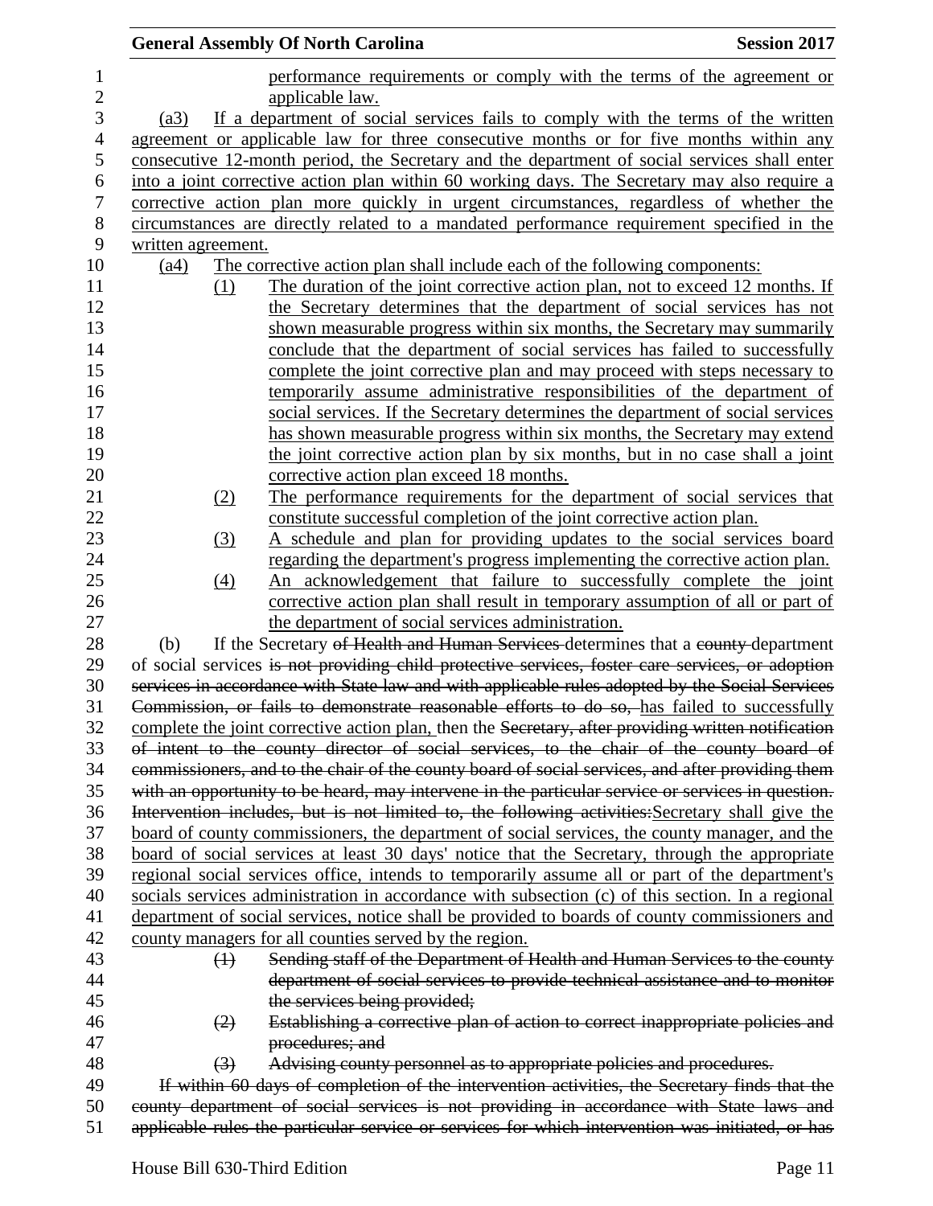performance requirements or comply with the terms of the agreement or applicable law.

(a3) If a department of social services fails to comply with the terms of the written agreement or applicable law for three consecutive months or for five months within any consecutive 12-month period, the Secretary and the department of social services shall enter into a joint corrective action plan within 60 working days. The Secretary may also require a corrective action plan more quickly in urgent circumstances, regardless of whether the circumstances are directly related to a mandated performance requirement specified in the written agreement.

(a4) The corrective action plan shall include each of the following components:

(1) The duration of the joint corrective action plan, not to exceed 12 months. If the Secretary determines that the department of social services has not shown measurable progress within six months, the Secretary may summarily conclude that the department of social services has failed to successfully complete the joint corrective plan and may proceed with steps necessary to temporarily assume administrative responsibilities of the department of social services. If the Secretary determines the department of social services has shown measurable progress within six months, the Secretary may extend the joint corrective action plan by six months, but in no case shall a joint corrective action plan exceed 18 months.

(2) The performance requirements for the department of social services that constitute successful completion of the joint corrective action plan.

(3) A schedule and plan for providing updates to the social services board regarding the department's progress implementing the corrective action plan.

(4) An acknowledgement that failure to successfully complete the joint corrective action plan shall result in temporary assumption of all or part of the department of social services administration.

(b) If the Secretary ~~of Health and Human Services~~ determines that a ~~county~~ department of social services ~~is not providing child protective services, foster care services, or adoption services in accordance with State law and with applicable rules adopted by the Social Services Commission, or fails to demonstrate reasonable efforts to do so,~~ has failed to successfully complete the joint corrective action plan, then the ~~Secretary, after providing written notification of intent to the county director of social services, to the chair of the county board of commissioners, and to the chair of the county board of social services, and after providing them with an opportunity to be heard, may intervene in the particular service or services in question. Intervention includes, but is not limited to, the following activities:~~Secretary shall give the board of county commissioners, the department of social services, the county manager, and the board of social services at least 30 days' notice that the Secretary, through the appropriate regional social services office, intends to temporarily assume all or part of the department's socials services administration in accordance with subsection (c) of this section. In a regional department of social services, notice shall be provided to boards of county commissioners and county managers for all counties served by the region.

~~(1) Sending staff of the Department of Health and Human Services to the county department of social services to provide technical assistance and to monitor the services being provided;~~

~~(2) Establishing a corrective plan of action to correct inappropriate policies and procedures; and~~

~~(3) Advising county personnel as to appropriate policies and procedures.~~

~~If within 60 days of completion of the intervention activities, the Secretary finds that the county department of social services is not providing in accordance with State laws and applicable rules the particular service or services for which intervention was initiated, or has~~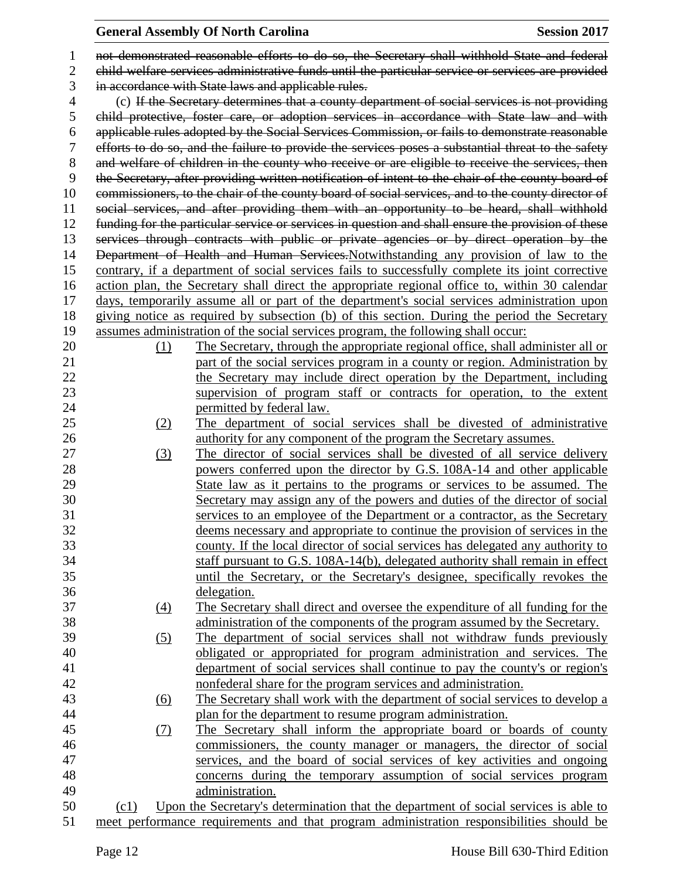~~not demonstrated reasonable efforts to do so, the Secretary shall withhold State and federal child welfare services administrative funds until the particular service or services are provided in accordance with State laws and applicable rules.~~

(c) ~~If the Secretary determines that a county department of social services is not providing child protective, foster care, or adoption services in accordance with State law and with applicable rules adopted by the Social Services Commission, or fails to demonstrate reasonable efforts to do so, and the failure to provide the services poses a substantial threat to the safety and welfare of children in the county who receive or are eligible to receive the services, then the Secretary, after providing written notification of intent to the chair of the county board of commissioners, to the chair of the county board of social services, and to the county director of social services, and after providing them with an opportunity to be heard, shall withhold funding for the particular service or services in question and shall ensure the provision of these services through contracts with public or private agencies or by direct operation by the Department of Health and Human Services.~~<u>Notwithstanding any provision of law to the contrary, if a department of social services fails to successfully complete its joint corrective action plan, the Secretary shall direct the appropriate regional office to, within 30 calendar days, temporarily assume all or part of the department's social services administration upon giving notice as required by subsection (b) of this section. During the period the Secretary assumes administration of the social services program, the following shall occur:</u>

<u>(1)</u> <u>The Secretary, through the appropriate regional office, shall administer all or part of the social services program in a county or region. Administration by the Secretary may include direct operation by the Department, including supervision of program staff or contracts for operation, to the extent permitted by federal law.</u>

<u>(2)</u> <u>The department of social services shall be divested of administrative authority for any component of the program the Secretary assumes.</u>

<u>(3)</u> <u>The director of social services shall be divested of all service delivery powers conferred upon the director by G.S. 108A-14 and other applicable State law as it pertains to the programs or services to be assumed. The Secretary may assign any of the powers and duties of the director of social services to an employee of the Department or a contractor, as the Secretary deems necessary and appropriate to continue the provision of services in the county. If the local director of social services has delegated any authority to staff pursuant to G.S. 108A-14(b), delegated authority shall remain in effect until the Secretary, or the Secretary's designee, specifically revokes the delegation.</u>

<u>(4)</u> <u>The Secretary shall direct and oversee the expenditure of all funding for the administration of the components of the program assumed by the Secretary.</u>

<u>(5)</u> <u>The department of social services shall not withdraw funds previously obligated or appropriated for program administration and services. The department of social services shall continue to pay the county's or region's nonfederal share for the program services and administration.</u>

<u>(6)</u> <u>The Secretary shall work with the department of social services to develop a plan for the department to resume program administration.</u>

<u>(7)</u> <u>The Secretary shall inform the appropriate board or boards of county commissioners, the county manager or managers, the director of social services, and the board of social services of key activities and ongoing concerns during the temporary assumption of social services program administration.</u>

<u>(c1)</u> <u>Upon the Secretary's determination that the department of social services is able to meet performance requirements and that program administration responsibilities should be</u>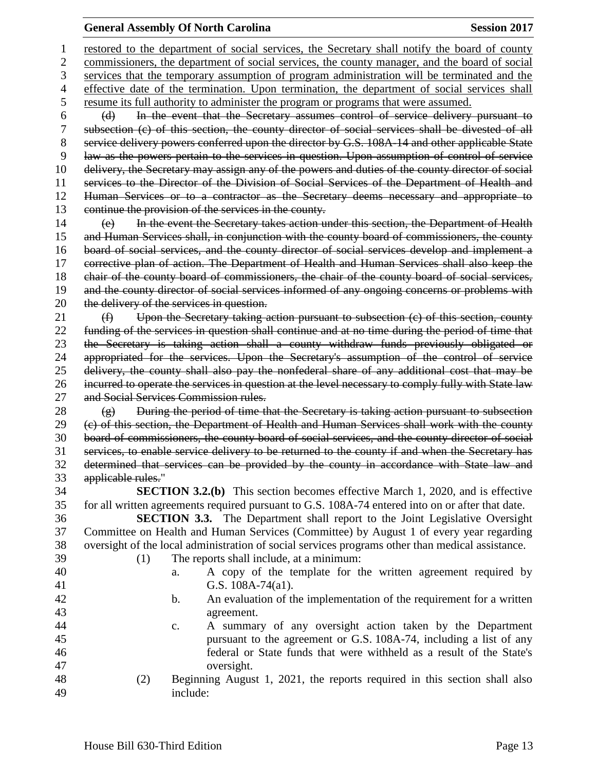restored to the department of social services, the Secretary shall notify the board of county commissioners, the department of social services, the county manager, and the board of social services that the temporary assumption of program administration will be terminated and the effective date of the termination. Upon termination, the department of social services shall resume its full authority to administer the program or programs that were assumed.

~~(d) In the event that the Secretary assumes control of service delivery pursuant to subsection (c) of this section, the county director of social services shall be divested of all service delivery powers conferred upon the director by G.S. 108A-14 and other applicable State law as the powers pertain to the services in question. Upon assumption of control of service delivery, the Secretary may assign any of the powers and duties of the county director of social services to the Director of the Division of Social Services of the Department of Health and Human Services or to a contractor as the Secretary deems necessary and appropriate to continue the provision of the services in the county.~~

~~(e) In the event the Secretary takes action under this section, the Department of Health and Human Services shall, in conjunction with the county board of commissioners, the county board of social services, and the county director of social services develop and implement a corrective plan of action. The Department of Health and Human Services shall also keep the chair of the county board of commissioners, the chair of the county board of social services, and the county director of social services informed of any ongoing concerns or problems with the delivery of the services in question.~~

~~(f) Upon the Secretary taking action pursuant to subsection (c) of this section, county funding of the services in question shall continue and at no time during the period of time that the Secretary is taking action shall a county withdraw funds previously obligated or appropriated for the services. Upon the Secretary's assumption of the control of service delivery, the county shall also pay the nonfederal share of any additional cost that may be incurred to operate the services in question at the level necessary to comply fully with State law and Social Services Commission rules.~~

~~(g) During the period of time that the Secretary is taking action pursuant to subsection (c) of this section, the Department of Health and Human Services shall work with the county board of commissioners, the county board of social services, and the county director of social services, to enable service delivery to be returned to the county if and when the Secretary has determined that services can be provided by the county in accordance with State law and applicable rules.~~"

**SECTION 3.2.(b)** This section becomes effective March 1, 2020, and is effective for all written agreements required pursuant to G.S. 108A-74 entered into on or after that date.

**SECTION 3.3.** The Department shall report to the Joint Legislative Oversight Committee on Health and Human Services (Committee) by August 1 of every year regarding oversight of the local administration of social services programs other than medical assistance.

(1) The reports shall include, at a minimum:

a. A copy of the template for the written agreement required by G.S. 108A-74(a1).

b. An evaluation of the implementation of the requirement for a written agreement.

c. A summary of any oversight action taken by the Department pursuant to the agreement or G.S. 108A-74, including a list of any federal or State funds that were withheld as a result of the State's oversight.

(2) Beginning August 1, 2021, the reports required in this section shall also include: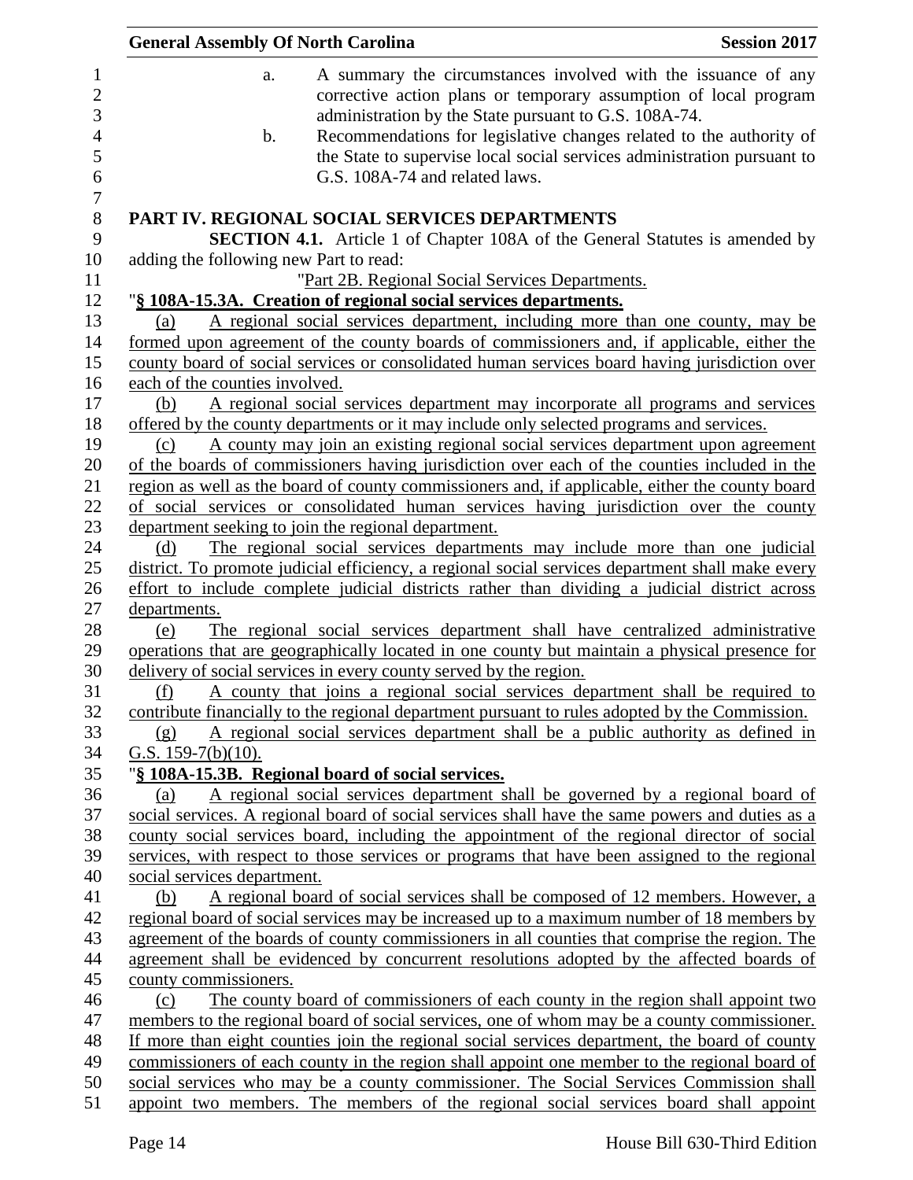a. A summary the circumstances involved with the issuance of any corrective action plans or temporary assumption of local program administration by the State pursuant to G.S. 108A-74.

b. Recommendations for legislative changes related to the authority of the State to supervise local social services administration pursuant to G.S. 108A-74 and related laws.

## PART IV. REGIONAL SOCIAL SERVICES DEPARTMENTS

**SECTION 4.1.** Article 1 of Chapter 108A of the General Statutes is amended by adding the following new Part to read:

"Part 2B. Regional Social Services Departments.

"**§ 108A-15.3A. Creation of regional social services departments.**

(a) A regional social services department, including more than one county, may be formed upon agreement of the county boards of commissioners and, if applicable, either the county board of social services or consolidated human services board having jurisdiction over each of the counties involved.

(b) A regional social services department may incorporate all programs and services offered by the county departments or it may include only selected programs and services.

(c) A county may join an existing regional social services department upon agreement of the boards of commissioners having jurisdiction over each of the counties included in the region as well as the board of county commissioners and, if applicable, either the county board of social services or consolidated human services having jurisdiction over the county department seeking to join the regional department.

(d) The regional social services departments may include more than one judicial district. To promote judicial efficiency, a regional social services department shall make every effort to include complete judicial districts rather than dividing a judicial district across departments.

(e) The regional social services department shall have centralized administrative operations that are geographically located in one county but maintain a physical presence for delivery of social services in every county served by the region.

(f) A county that joins a regional social services department shall be required to contribute financially to the regional department pursuant to rules adopted by the Commission.

(g) A regional social services department shall be a public authority as defined in G.S. 159-7(b)(10).

"**§ 108A-15.3B. Regional board of social services.**

(a) A regional social services department shall be governed by a regional board of social services. A regional board of social services shall have the same powers and duties as a county social services board, including the appointment of the regional director of social services, with respect to those services or programs that have been assigned to the regional social services department.

(b) A regional board of social services shall be composed of 12 members. However, a regional board of social services may be increased up to a maximum number of 18 members by agreement of the boards of county commissioners in all counties that comprise the region. The agreement shall be evidenced by concurrent resolutions adopted by the affected boards of county commissioners.

(c) The county board of commissioners of each county in the region shall appoint two members to the regional board of social services, one of whom may be a county commissioner. If more than eight counties join the regional social services department, the board of county commissioners of each county in the region shall appoint one member to the regional board of social services who may be a county commissioner. The Social Services Commission shall appoint two members. The members of the regional social services board shall appoint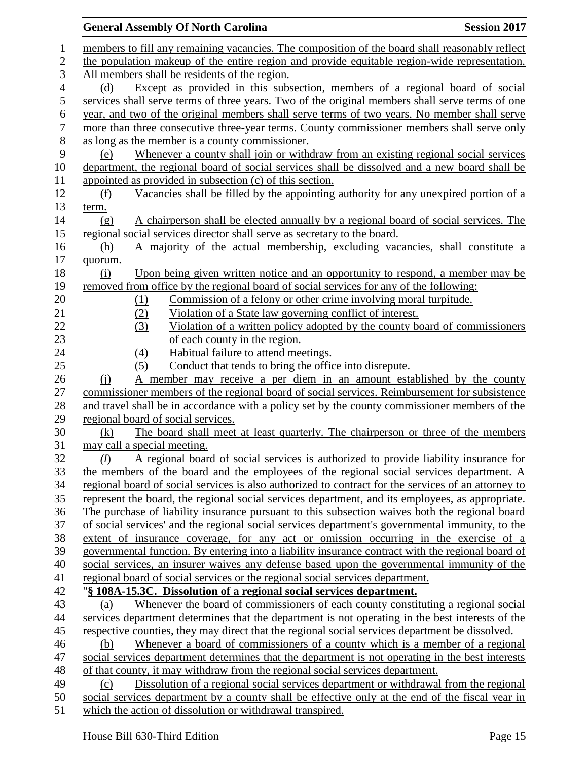members to fill any remaining vacancies. The composition of the board shall reasonably reflect the population makeup of the entire region and provide equitable region-wide representation. All members shall be residents of the region.

(d) Except as provided in this subsection, members of a regional board of social services shall serve terms of three years. Two of the original members shall serve terms of one year, and two of the original members shall serve terms of two years. No member shall serve more than three consecutive three-year terms. County commissioner members shall serve only as long as the member is a county commissioner.

(e) Whenever a county shall join or withdraw from an existing regional social services department, the regional board of social services shall be dissolved and a new board shall be appointed as provided in subsection (c) of this section.

(f) Vacancies shall be filled by the appointing authority for any unexpired portion of a term.

(g) A chairperson shall be elected annually by a regional board of social services. The regional social services director shall serve as secretary to the board.

(h) A majority of the actual membership, excluding vacancies, shall constitute a quorum.

(i) Upon being given written notice and an opportunity to respond, a member may be removed from office by the regional board of social services for any of the following:

(1) Commission of a felony or other crime involving moral turpitude.
(2) Violation of a State law governing conflict of interest.
(3) Violation of a written policy adopted by the county board of commissioners of each county in the region.
(4) Habitual failure to attend meetings.
(5) Conduct that tends to bring the office into disrepute.

(j) A member may receive a per diem in an amount established by the county commissioner members of the regional board of social services. Reimbursement for subsistence and travel shall be in accordance with a policy set by the county commissioner members of the regional board of social services.

(k) The board shall meet at least quarterly. The chairperson or three of the members may call a special meeting.

*(l)* A regional board of social services is authorized to provide liability insurance for the members of the board and the employees of the regional social services department. A regional board of social services is also authorized to contract for the services of an attorney to represent the board, the regional social services department, and its employees, as appropriate. The purchase of liability insurance pursuant to this subsection waives both the regional board of social services' and the regional social services department's governmental immunity, to the extent of insurance coverage, for any act or omission occurring in the exercise of a governmental function. By entering into a liability insurance contract with the regional board of social services, an insurer waives any defense based upon the governmental immunity of the regional board of social services or the regional social services department.

"**§ 108A-15.3C. Dissolution of a regional social services department.**

(a) Whenever the board of commissioners of each county constituting a regional social services department determines that the department is not operating in the best interests of the respective counties, they may direct that the regional social services department be dissolved.

(b) Whenever a board of commissioners of a county which is a member of a regional social services department determines that the department is not operating in the best interests of that county, it may withdraw from the regional social services department.

(c) Dissolution of a regional social services department or withdrawal from the regional social services department by a county shall be effective only at the end of the fiscal year in which the action of dissolution or withdrawal transpired.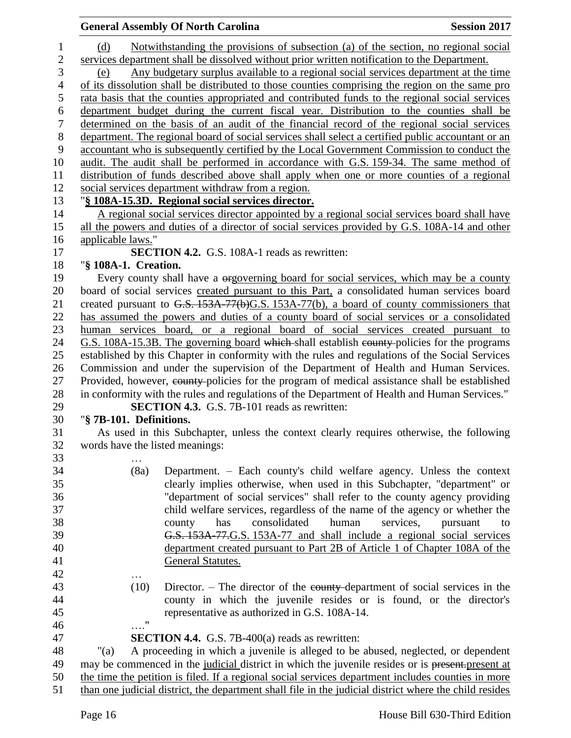(d) Notwithstanding the provisions of subsection (a) of the section, no regional social services department shall be dissolved without prior written notification to the Department.

(e) Any budgetary surplus available to a regional social services department at the time of its dissolution shall be distributed to those counties comprising the region on the same pro rata basis that the counties appropriated and contributed funds to the regional social services department budget during the current fiscal year. Distribution to the counties shall be determined on the basis of an audit of the financial record of the regional social services department. The regional board of social services shall select a certified public accountant or an accountant who is subsequently certified by the Local Government Commission to conduct the audit. The audit shall be performed in accordance with G.S. 159-34. The same method of distribution of funds described above shall apply when one or more counties of a regional social services department withdraw from a region.

"**§ 108A-15.3D. Regional social services director.**

A regional social services director appointed by a regional social services board shall have all the powers and duties of a director of social services provided by G.S. 108A-14 and other applicable laws."

**SECTION 4.2.** G.S. 108A-1 reads as rewritten:

"**§ 108A-1. Creation.**

Every county shall have a ~~or~~governing board for social services, which may be a county board of social services created pursuant to this Part, a consolidated human services board created pursuant to ~~G.S. 153A-77(b)~~G.S. 153A-77(b), a board of county commissioners that has assumed the powers and duties of a county board of social services or a consolidated human services board, or a regional board of social services created pursuant to G.S. 108A-15.3B. The governing board ~~which~~ shall establish ~~county~~ policies for the programs established by this Chapter in conformity with the rules and regulations of the Social Services Commission and under the supervision of the Department of Health and Human Services. Provided, however, ~~county~~ policies for the program of medical assistance shall be established in conformity with the rules and regulations of the Department of Health and Human Services."

**SECTION 4.3.** G.S. 7B-101 reads as rewritten:

"**§ 7B-101. Definitions.**

As used in this Subchapter, unless the context clearly requires otherwise, the following words have the listed meanings:

…

(8a) Department. – Each county's child welfare agency. Unless the context clearly implies otherwise, when used in this Subchapter, "department" or "department of social services" shall refer to the county agency providing child welfare services, regardless of the name of the agency or whether the county has consolidated human services, pursuant to ~~G.S. 153A-77.~~G.S. 153A-77 and shall include a regional social services department created pursuant to Part 2B of Article 1 of Chapter 108A of the General Statutes.

…

(10) Director. – The director of the ~~county~~ department of social services in the county in which the juvenile resides or is found, or the director's representative as authorized in G.S. 108A-14.

…."

**SECTION 4.4.** G.S. 7B-400(a) reads as rewritten:

"(a) A proceeding in which a juvenile is alleged to be abused, neglected, or dependent may be commenced in the judicial district in which the juvenile resides or is ~~present.~~present at the time the petition is filed. If a regional social services department includes counties in more than one judicial district, the department shall file in the judicial district where the child resides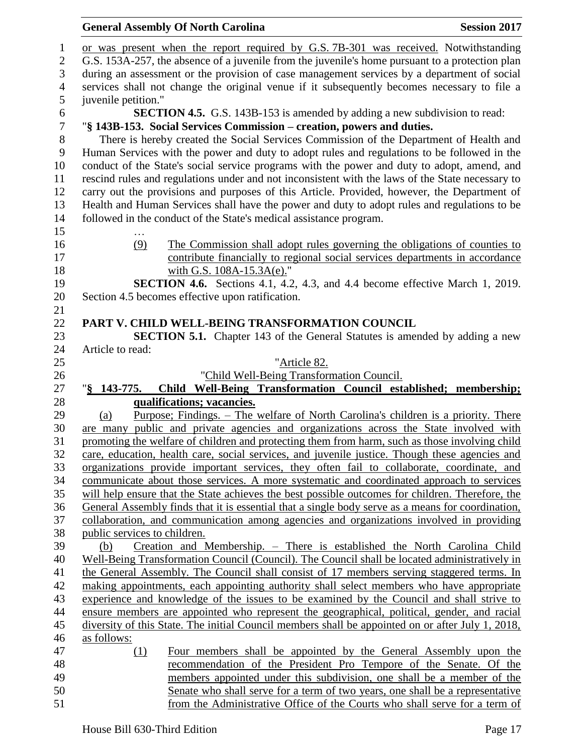or was present when the report required by G.S. 7B-301 was received. Notwithstanding G.S. 153A-257, the absence of a juvenile from the juvenile's home pursuant to a protection plan during an assessment or the provision of case management services by a department of social services shall not change the original venue if it subsequently becomes necessary to file a juvenile petition."

**SECTION 4.5.** G.S. 143B-153 is amended by adding a new subdivision to read:

"**§ 143B-153. Social Services Commission – creation, powers and duties.**

There is hereby created the Social Services Commission of the Department of Health and Human Services with the power and duty to adopt rules and regulations to be followed in the conduct of the State's social service programs with the power and duty to adopt, amend, and rescind rules and regulations under and not inconsistent with the laws of the State necessary to carry out the provisions and purposes of this Article. Provided, however, the Department of Health and Human Services shall have the power and duty to adopt rules and regulations to be followed in the conduct of the State's medical assistance program.

…

(9) The Commission shall adopt rules governing the obligations of counties to contribute financially to regional social services departments in accordance with G.S. 108A-15.3A(e)."

**SECTION 4.6.** Sections 4.1, 4.2, 4.3, and 4.4 become effective March 1, 2019. Section 4.5 becomes effective upon ratification.

**PART V. CHILD WELL-BEING TRANSFORMATION COUNCIL**

**SECTION 5.1.** Chapter 143 of the General Statutes is amended by adding a new Article to read:

"Article 82.

"Child Well-Being Transformation Council.

"**§ 143-775. Child Well-Being Transformation Council established; membership; qualifications; vacancies.**

(a) Purpose; Findings. – The welfare of North Carolina's children is a priority. There are many public and private agencies and organizations across the State involved with promoting the welfare of children and protecting them from harm, such as those involving child care, education, health care, social services, and juvenile justice. Though these agencies and organizations provide important services, they often fail to collaborate, coordinate, and communicate about those services. A more systematic and coordinated approach to services will help ensure that the State achieves the best possible outcomes for children. Therefore, the General Assembly finds that it is essential that a single body serve as a means for coordination, collaboration, and communication among agencies and organizations involved in providing public services to children.

(b) Creation and Membership. – There is established the North Carolina Child Well-Being Transformation Council (Council). The Council shall be located administratively in the General Assembly. The Council shall consist of 17 members serving staggered terms. In making appointments, each appointing authority shall select members who have appropriate experience and knowledge of the issues to be examined by the Council and shall strive to ensure members are appointed who represent the geographical, political, gender, and racial diversity of this State. The initial Council members shall be appointed on or after July 1, 2018, as follows:

(1) Four members shall be appointed by the General Assembly upon the recommendation of the President Pro Tempore of the Senate. Of the members appointed under this subdivision, one shall be a member of the Senate who shall serve for a term of two years, one shall be a representative from the Administrative Office of the Courts who shall serve for a term of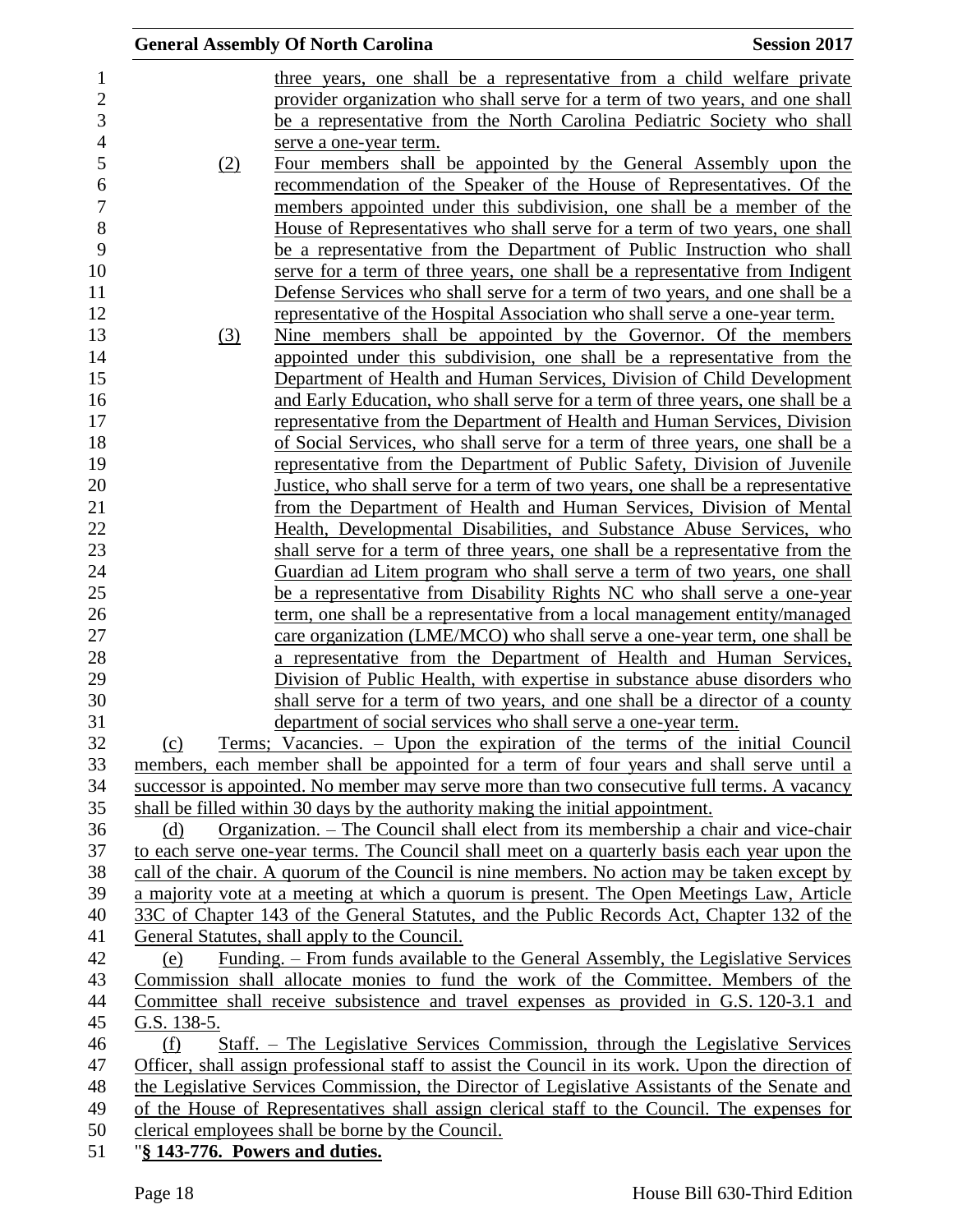three years, one shall be a representative from a child welfare private provider organization who shall serve for a term of two years, and one shall be a representative from the North Carolina Pediatric Society who shall serve a one-year term.

(2) Four members shall be appointed by the General Assembly upon the recommendation of the Speaker of the House of Representatives. Of the members appointed under this subdivision, one shall be a member of the House of Representatives who shall serve for a term of two years, one shall be a representative from the Department of Public Instruction who shall serve for a term of three years, one shall be a representative from Indigent Defense Services who shall serve for a term of two years, and one shall be a representative of the Hospital Association who shall serve a one-year term.

(3) Nine members shall be appointed by the Governor. Of the members appointed under this subdivision, one shall be a representative from the Department of Health and Human Services, Division of Child Development and Early Education, who shall serve for a term of three years, one shall be a representative from the Department of Health and Human Services, Division of Social Services, who shall serve for a term of three years, one shall be a representative from the Department of Public Safety, Division of Juvenile Justice, who shall serve for a term of two years, one shall be a representative from the Department of Health and Human Services, Division of Mental Health, Developmental Disabilities, and Substance Abuse Services, who shall serve for a term of three years, one shall be a representative from the Guardian ad Litem program who shall serve a term of two years, one shall be a representative from Disability Rights NC who shall serve a one-year term, one shall be a representative from a local management entity/managed care organization (LME/MCO) who shall serve a one-year term, one shall be a representative from the Department of Health and Human Services, Division of Public Health, with expertise in substance abuse disorders who shall serve for a term of two years, and one shall be a director of a county department of social services who shall serve a one-year term.

(c) Terms; Vacancies. – Upon the expiration of the terms of the initial Council members, each member shall be appointed for a term of four years and shall serve until a successor is appointed. No member may serve more than two consecutive full terms. A vacancy shall be filled within 30 days by the authority making the initial appointment.

(d) Organization. – The Council shall elect from its membership a chair and vice-chair to each serve one-year terms. The Council shall meet on a quarterly basis each year upon the call of the chair. A quorum of the Council is nine members. No action may be taken except by a majority vote at a meeting at which a quorum is present. The Open Meetings Law, Article 33C of Chapter 143 of the General Statutes, and the Public Records Act, Chapter 132 of the General Statutes, shall apply to the Council.

(e) Funding. – From funds available to the General Assembly, the Legislative Services Commission shall allocate monies to fund the work of the Committee. Members of the Committee shall receive subsistence and travel expenses as provided in G.S. 120-3.1 and G.S. 138-5.

(f) Staff. – The Legislative Services Commission, through the Legislative Services Officer, shall assign professional staff to assist the Council in its work. Upon the direction of the Legislative Services Commission, the Director of Legislative Assistants of the Senate and of the House of Representatives shall assign clerical staff to the Council. The expenses for clerical employees shall be borne by the Council.

"**§ 143-776. Powers and duties.**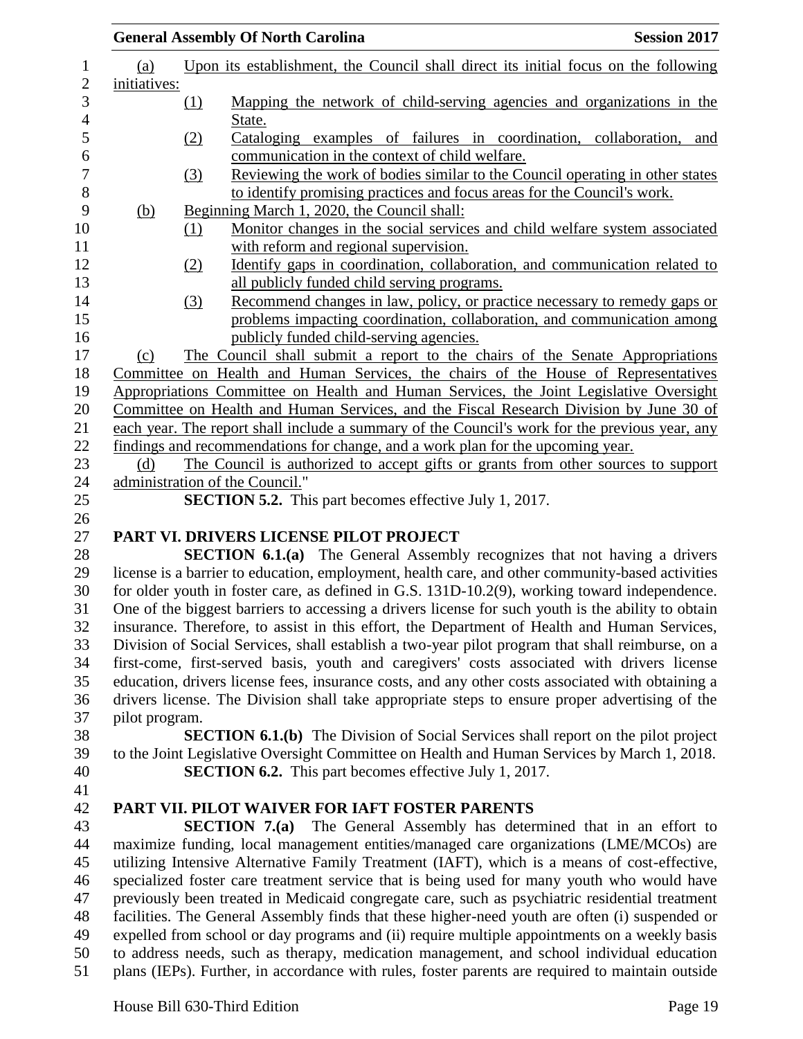(a) Upon its establishment, the Council shall direct its initial focus on the following initiatives:

(1) Mapping the network of child-serving agencies and organizations in the State.

(2) Cataloging examples of failures in coordination, collaboration, and communication in the context of child welfare.

(3) Reviewing the work of bodies similar to the Council operating in other states to identify promising practices and focus areas for the Council's work.

(b) Beginning March 1, 2020, the Council shall:

(1) Monitor changes in the social services and child welfare system associated with reform and regional supervision.

(2) Identify gaps in coordination, collaboration, and communication related to all publicly funded child serving programs.

(3) Recommend changes in law, policy, or practice necessary to remedy gaps or problems impacting coordination, collaboration, and communication among publicly funded child-serving agencies.

(c) The Council shall submit a report to the chairs of the Senate Appropriations Committee on Health and Human Services, the chairs of the House of Representatives Appropriations Committee on Health and Human Services, the Joint Legislative Oversight Committee on Health and Human Services, and the Fiscal Research Division by June 30 of each year. The report shall include a summary of the Council's work for the previous year, any findings and recommendations for change, and a work plan for the upcoming year.

(d) The Council is authorized to accept gifts or grants from other sources to support administration of the Council."

**SECTION 5.2.** This part becomes effective July 1, 2017.

## PART VI. DRIVERS LICENSE PILOT PROJECT

**SECTION 6.1.(a)** The General Assembly recognizes that not having a drivers license is a barrier to education, employment, health care, and other community-based activities for older youth in foster care, as defined in G.S. 131D-10.2(9), working toward independence. One of the biggest barriers to accessing a drivers license for such youth is the ability to obtain insurance. Therefore, to assist in this effort, the Department of Health and Human Services, Division of Social Services, shall establish a two-year pilot program that shall reimburse, on a first-come, first-served basis, youth and caregivers' costs associated with drivers license education, drivers license fees, insurance costs, and any other costs associated with obtaining a drivers license. The Division shall take appropriate steps to ensure proper advertising of the pilot program.

**SECTION 6.1.(b)** The Division of Social Services shall report on the pilot project to the Joint Legislative Oversight Committee on Health and Human Services by March 1, 2018.

**SECTION 6.2.** This part becomes effective July 1, 2017.

## PART VII. PILOT WAIVER FOR IAFT FOSTER PARENTS

**SECTION 7.(a)** The General Assembly has determined that in an effort to maximize funding, local management entities/managed care organizations (LME/MCOs) are utilizing Intensive Alternative Family Treatment (IAFT), which is a means of cost-effective, specialized foster care treatment service that is being used for many youth who would have previously been treated in Medicaid congregate care, such as psychiatric residential treatment facilities. The General Assembly finds that these higher-need youth are often (i) suspended or expelled from school or day programs and (ii) require multiple appointments on a weekly basis to address needs, such as therapy, medication management, and school individual education plans (IEPs). Further, in accordance with rules, foster parents are required to maintain outside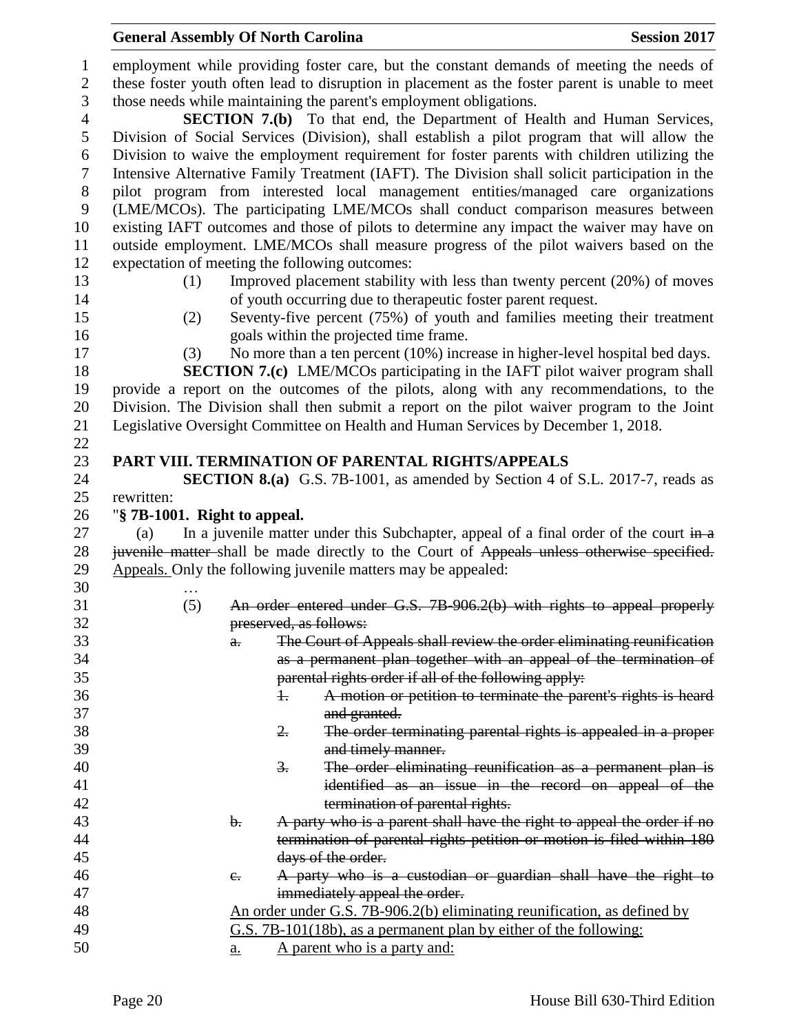employment while providing foster care, but the constant demands of meeting the needs of these foster youth often lead to disruption in placement as the foster parent is unable to meet those needs while maintaining the parent's employment obligations.

**SECTION 7.(b)** To that end, the Department of Health and Human Services, Division of Social Services (Division), shall establish a pilot program that will allow the Division to waive the employment requirement for foster parents with children utilizing the Intensive Alternative Family Treatment (IAFT). The Division shall solicit participation in the pilot program from interested local management entities/managed care organizations (LME/MCOs). The participating LME/MCOs shall conduct comparison measures between existing IAFT outcomes and those of pilots to determine any impact the waiver may have on outside employment. LME/MCOs shall measure progress of the pilot waivers based on the expectation of meeting the following outcomes:

(1) Improved placement stability with less than twenty percent (20%) of moves of youth occurring due to therapeutic foster parent request.

(2) Seventy-five percent (75%) of youth and families meeting their treatment goals within the projected time frame.

(3) No more than a ten percent (10%) increase in higher-level hospital bed days.

**SECTION 7.(c)** LME/MCOs participating in the IAFT pilot waiver program shall provide a report on the outcomes of the pilots, along with any recommendations, to the Division. The Division shall then submit a report on the pilot waiver program to the Joint Legislative Oversight Committee on Health and Human Services by December 1, 2018.

## PART VIII. TERMINATION OF PARENTAL RIGHTS/APPEALS

**SECTION 8.(a)** G.S. 7B-1001, as amended by Section 4 of S.L. 2017-7, reads as rewritten:

"**§ 7B-1001. Right to appeal.**

(a) In a juvenile matter under this Subchapter, appeal of a final order of the court ~~in a juvenile matter~~ shall be made directly to the Court of ~~Appeals unless otherwise specified.~~ <u>Appeals.</u> Only the following juvenile matters may be appealed:

…

(5) ~~An order entered under G.S. 7B-906.2(b) with rights to appeal properly preserved, as follows:~~

~~a. The Court of Appeals shall review the order eliminating reunification as a permanent plan together with an appeal of the termination of parental rights order if all of the following apply:~~

~~1. A motion or petition to terminate the parent's rights is heard and granted.~~

~~2. The order terminating parental rights is appealed in a proper and timely manner.~~

~~3. The order eliminating reunification as a permanent plan is identified as an issue in the record on appeal of the termination of parental rights.~~

~~b. A party who is a parent shall have the right to appeal the order if no termination of parental rights petition or motion is filed within 180 days of the order.~~

~~c. A party who is a custodian or guardian shall have the right to immediately appeal the order.~~

<u>An order under G.S. 7B-906.2(b) eliminating reunification, as defined by G.S. 7B-101(18b), as a permanent plan by either of the following:</u>

<u>a. A parent who is a party and:</u>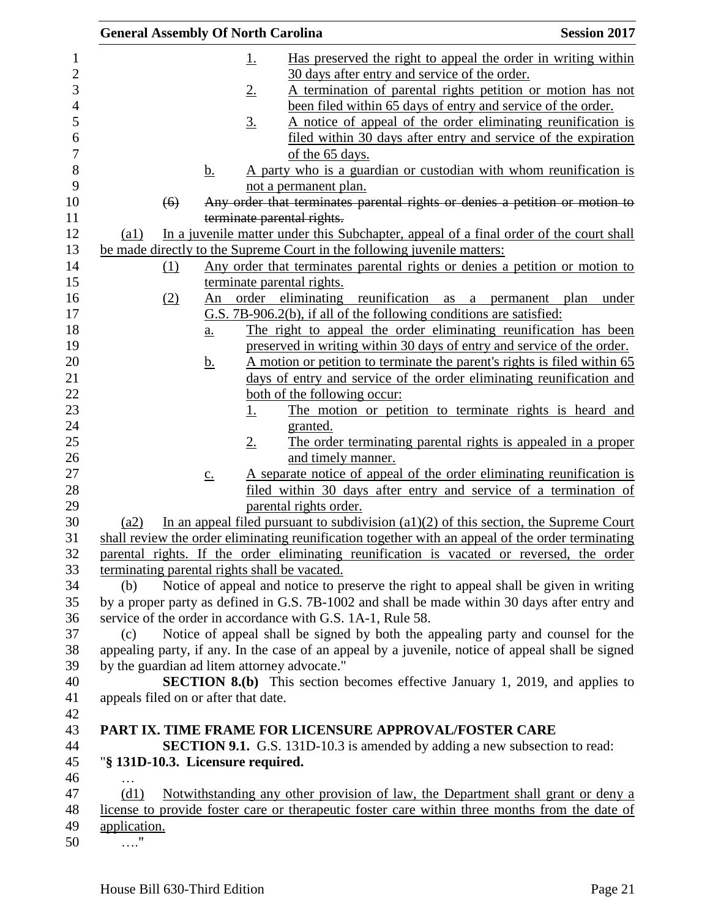1. Has preserved the right to appeal the order in writing within 30 days after entry and service of the order.
2. A termination of parental rights petition or motion has not been filed within 65 days of entry and service of the order.
3. A notice of appeal of the order eliminating reunification is filed within 30 days after entry and service of the expiration of the 65 days.

b. A party who is a guardian or custodian with whom reunification is not a permanent plan.

~~(6) Any order that terminates parental rights or denies a petition or motion to terminate parental rights.~~

(a1) In a juvenile matter under this Subchapter, appeal of a final order of the court shall be made directly to the Supreme Court in the following juvenile matters:

(1) Any order that terminates parental rights or denies a petition or motion to terminate parental rights.

(2) An order eliminating reunification as a permanent plan under G.S. 7B-906.2(b), if all of the following conditions are satisfied:

a. The right to appeal the order eliminating reunification has been preserved in writing within 30 days of entry and service of the order.

b. A motion or petition to terminate the parent's rights is filed within 65 days of entry and service of the order eliminating reunification and both of the following occur:

1. The motion or petition to terminate rights is heard and granted.
2. The order terminating parental rights is appealed in a proper and timely manner.

c. A separate notice of appeal of the order eliminating reunification is filed within 30 days after entry and service of a termination of parental rights order.

(a2) In an appeal filed pursuant to subdivision (a1)(2) of this section, the Supreme Court shall review the order eliminating reunification together with an appeal of the order terminating parental rights. If the order eliminating reunification is vacated or reversed, the order terminating parental rights shall be vacated.

(b) Notice of appeal and notice to preserve the right to appeal shall be given in writing by a proper party as defined in G.S. 7B-1002 and shall be made within 30 days after entry and service of the order in accordance with G.S. 1A-1, Rule 58.

(c) Notice of appeal shall be signed by both the appealing party and counsel for the appealing party, if any. In the case of an appeal by a juvenile, notice of appeal shall be signed by the guardian ad litem attorney advocate."

**SECTION 8.(b)** This section becomes effective January 1, 2019, and applies to appeals filed on or after that date.

## PART IX. TIME FRAME FOR LICENSURE APPROVAL/FOSTER CARE

**SECTION 9.1.** G.S. 131D-10.3 is amended by adding a new subsection to read:

"**§ 131D-10.3. Licensure required.**

…

(d1) Notwithstanding any other provision of law, the Department shall grant or deny a license to provide foster care or therapeutic foster care within three months from the date of application.

…."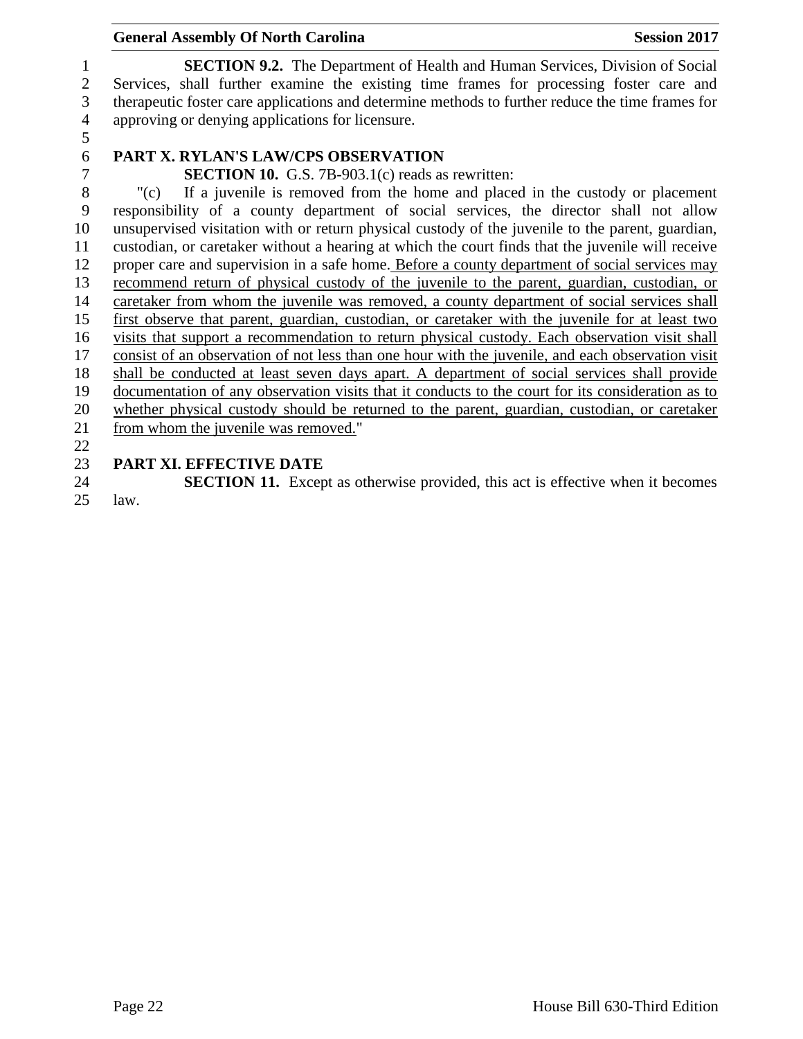**SECTION 9.2.** The Department of Health and Human Services, Division of Social Services, shall further examine the existing time frames for processing foster care and therapeutic foster care applications and determine methods to further reduce the time frames for approving or denying applications for licensure.

## PART X. RYLAN'S LAW/CPS OBSERVATION

**SECTION 10.** G.S. 7B-903.1(c) reads as rewritten:

"(c) If a juvenile is removed from the home and placed in the custody or placement responsibility of a county department of social services, the director shall not allow unsupervised visitation with or return physical custody of the juvenile to the parent, guardian, custodian, or caretaker without a hearing at which the court finds that the juvenile will receive proper care and supervision in a safe home. Before a county department of social services may recommend return of physical custody of the juvenile to the parent, guardian, custodian, or caretaker from whom the juvenile was removed, a county department of social services shall first observe that parent, guardian, custodian, or caretaker with the juvenile for at least two visits that support a recommendation to return physical custody. Each observation visit shall consist of an observation of not less than one hour with the juvenile, and each observation visit shall be conducted at least seven days apart. A department of social services shall provide documentation of any observation visits that it conducts to the court for its consideration as to whether physical custody should be returned to the parent, guardian, custodian, or caretaker from whom the juvenile was removed."

## PART XI. EFFECTIVE DATE

**SECTION 11.** Except as otherwise provided, this act is effective when it becomes law.